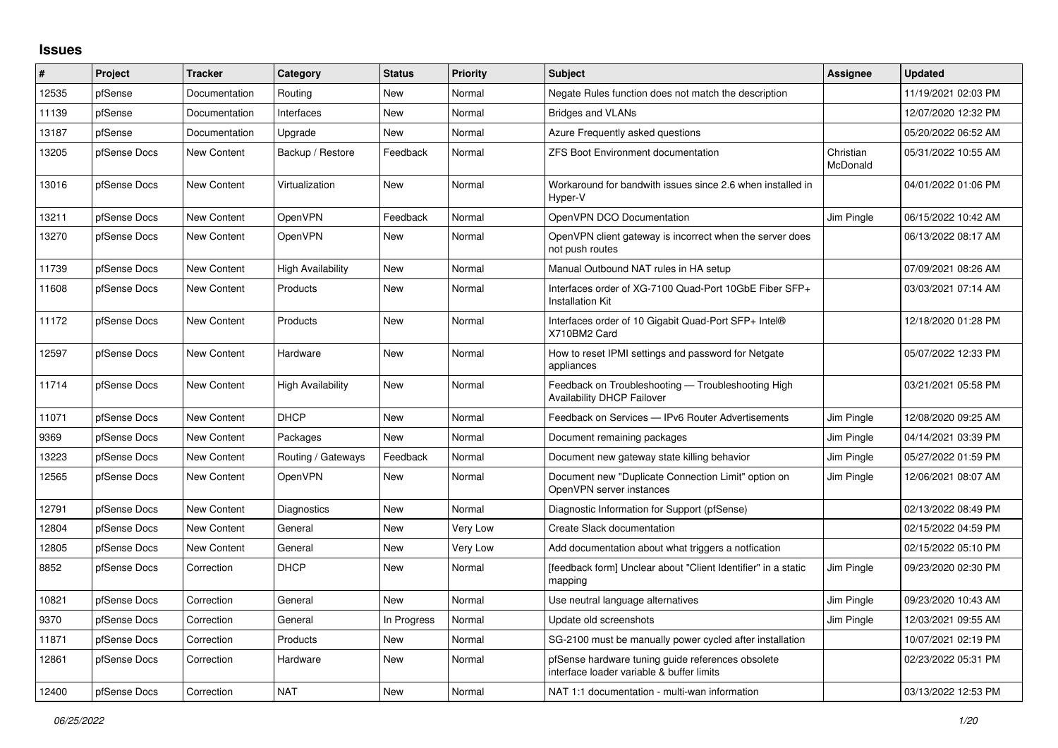## Issues

| # | Project | Tracker | Category | Status | Priority | Subject | Assignee | Updated |
|---|---|---|---|---|---|---|---|---|
| 12535 | pfSense | Documentation | Routing | New | Normal | Negate Rules function does not match the description | | 11/19/2021 02:03 PM |
| 11139 | pfSense | Documentation | Interfaces | New | Normal | Bridges and VLANs | | 12/07/2020 12:32 PM |
| 13187 | pfSense | Documentation | Upgrade | New | Normal | Azure Frequently asked questions | | 05/20/2022 06:52 AM |
| 13205 | pfSense Docs | New Content | Backup / Restore | Feedback | Normal | ZFS Boot Environment documentation | Christian McDonald | 05/31/2022 10:55 AM |
| 13016 | pfSense Docs | New Content | Virtualization | New | Normal | Workaround for bandwith issues since 2.6 when installed in Hyper-V | | 04/01/2022 01:06 PM |
| 13211 | pfSense Docs | New Content | OpenVPN | Feedback | Normal | OpenVPN DCO Documentation | Jim Pingle | 06/15/2022 10:42 AM |
| 13270 | pfSense Docs | New Content | OpenVPN | New | Normal | OpenVPN client gateway is incorrect when the server does not push routes | | 06/13/2022 08:17 AM |
| 11739 | pfSense Docs | New Content | High Availability | New | Normal | Manual Outbound NAT rules in HA setup | | 07/09/2021 08:26 AM |
| 11608 | pfSense Docs | New Content | Products | New | Normal | Interfaces order of XG-7100 Quad-Port 10GbE Fiber SFP+ Installation Kit | | 03/03/2021 07:14 AM |
| 11172 | pfSense Docs | New Content | Products | New | Normal | Interfaces order of 10 Gigabit Quad-Port SFP+ Intel® X710BM2 Card | | 12/18/2020 01:28 PM |
| 12597 | pfSense Docs | New Content | Hardware | New | Normal | How to reset IPMI settings and password for Netgate appliances | | 05/07/2022 12:33 PM |
| 11714 | pfSense Docs | New Content | High Availability | New | Normal | Feedback on Troubleshooting — Troubleshooting High Availability DHCP Failover | | 03/21/2021 05:58 PM |
| 11071 | pfSense Docs | New Content | DHCP | New | Normal | Feedback on Services — IPv6 Router Advertisements | Jim Pingle | 12/08/2020 09:25 AM |
| 9369 | pfSense Docs | New Content | Packages | New | Normal | Document remaining packages | Jim Pingle | 04/14/2021 03:39 PM |
| 13223 | pfSense Docs | New Content | Routing / Gateways | Feedback | Normal | Document new gateway state killing behavior | Jim Pingle | 05/27/2022 01:59 PM |
| 12565 | pfSense Docs | New Content | OpenVPN | New | Normal | Document new "Duplicate Connection Limit" option on OpenVPN server instances | Jim Pingle | 12/06/2021 08:07 AM |
| 12791 | pfSense Docs | New Content | Diagnostics | New | Normal | Diagnostic Information for Support (pfSense) | | 02/13/2022 08:49 PM |
| 12804 | pfSense Docs | New Content | General | New | Very Low | Create Slack documentation | | 02/15/2022 04:59 PM |
| 12805 | pfSense Docs | New Content | General | New | Very Low | Add documentation about what triggers a notfication | | 02/15/2022 05:10 PM |
| 8852 | pfSense Docs | Correction | DHCP | New | Normal | [feedback form] Unclear about "Client Identifier" in a static mapping | Jim Pingle | 09/23/2020 02:30 PM |
| 10821 | pfSense Docs | Correction | General | New | Normal | Use neutral language alternatives | Jim Pingle | 09/23/2020 10:43 AM |
| 9370 | pfSense Docs | Correction | General | In Progress | Normal | Update old screenshots | Jim Pingle | 12/03/2021 09:55 AM |
| 11871 | pfSense Docs | Correction | Products | New | Normal | SG-2100 must be manually power cycled after installation | | 10/07/2021 02:19 PM |
| 12861 | pfSense Docs | Correction | Hardware | New | Normal | pfSense hardware tuning guide references obsolete interface loader variable & buffer limits | | 02/23/2022 05:31 PM |
| 12400 | pfSense Docs | Correction | NAT | New | Normal | NAT 1:1 documentation - multi-wan information | | 03/13/2022 12:53 PM |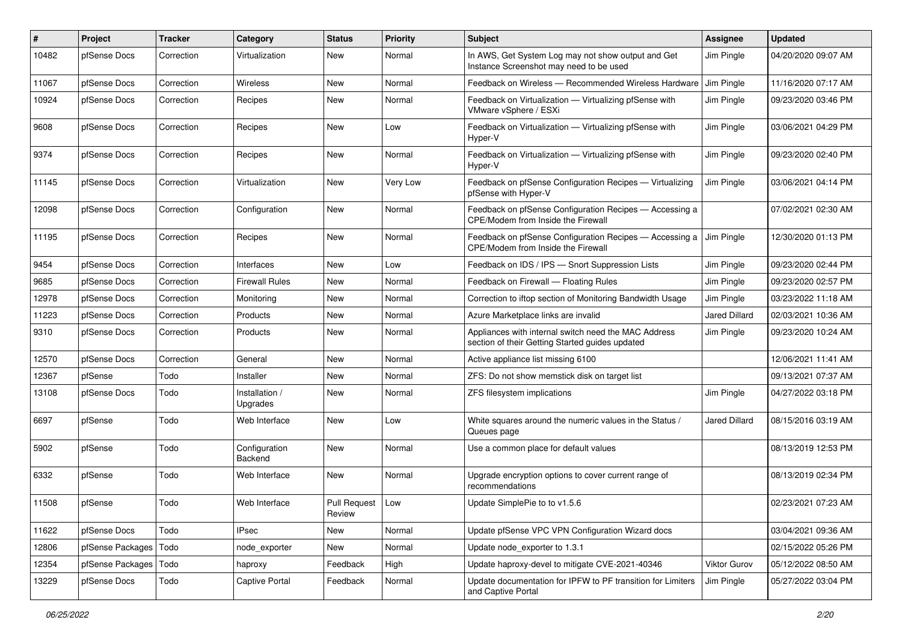| # | Project | Tracker | Category | Status | Priority | Subject | Assignee | Updated |
|---|---|---|---|---|---|---|---|---|
| 10482 | pfSense Docs | Correction | Virtualization | New | Normal | In AWS, Get System Log may not show output and Get Instance Screenshot may need to be used | Jim Pingle | 04/20/2020 09:07 AM |
| 11067 | pfSense Docs | Correction | Wireless | New | Normal | Feedback on Wireless — Recommended Wireless Hardware | Jim Pingle | 11/16/2020 07:17 AM |
| 10924 | pfSense Docs | Correction | Recipes | New | Normal | Feedback on Virtualization — Virtualizing pfSense with VMware vSphere / ESXi | Jim Pingle | 09/23/2020 03:46 PM |
| 9608 | pfSense Docs | Correction | Recipes | New | Low | Feedback on Virtualization — Virtualizing pfSense with Hyper-V | Jim Pingle | 03/06/2021 04:29 PM |
| 9374 | pfSense Docs | Correction | Recipes | New | Normal | Feedback on Virtualization — Virtualizing pfSense with Hyper-V | Jim Pingle | 09/23/2020 02:40 PM |
| 11145 | pfSense Docs | Correction | Virtualization | New | Very Low | Feedback on pfSense Configuration Recipes — Virtualizing pfSense with Hyper-V | Jim Pingle | 03/06/2021 04:14 PM |
| 12098 | pfSense Docs | Correction | Configuration | New | Normal | Feedback on pfSense Configuration Recipes — Accessing a CPE/Modem from Inside the Firewall | | 07/02/2021 02:30 AM |
| 11195 | pfSense Docs | Correction | Recipes | New | Normal | Feedback on pfSense Configuration Recipes — Accessing a CPE/Modem from Inside the Firewall | Jim Pingle | 12/30/2020 01:13 PM |
| 9454 | pfSense Docs | Correction | Interfaces | New | Low | Feedback on IDS / IPS — Snort Suppression Lists | Jim Pingle | 09/23/2020 02:44 PM |
| 9685 | pfSense Docs | Correction | Firewall Rules | New | Normal | Feedback on Firewall — Floating Rules | Jim Pingle | 09/23/2020 02:57 PM |
| 12978 | pfSense Docs | Correction | Monitoring | New | Normal | Correction to iftop section of Monitoring Bandwidth Usage | Jim Pingle | 03/23/2022 11:18 AM |
| 11223 | pfSense Docs | Correction | Products | New | Normal | Azure Marketplace links are invalid | Jared Dillard | 02/03/2021 10:36 AM |
| 9310 | pfSense Docs | Correction | Products | New | Normal | Appliances with internal switch need the MAC Address section of their Getting Started guides updated | Jim Pingle | 09/23/2020 10:24 AM |
| 12570 | pfSense Docs | Correction | General | New | Normal | Active appliance list missing 6100 | | 12/06/2021 11:41 AM |
| 12367 | pfSense | Todo | Installer | New | Normal | ZFS: Do not show memstick disk on target list | | 09/13/2021 07:37 AM |
| 13108 | pfSense Docs | Todo | Installation / Upgrades | New | Normal | ZFS filesystem implications | Jim Pingle | 04/27/2022 03:18 PM |
| 6697 | pfSense | Todo | Web Interface | New | Low | White squares around the numeric values in the Status / Queues page | Jared Dillard | 08/15/2016 03:19 AM |
| 5902 | pfSense | Todo | Configuration Backend | New | Normal | Use a common place for default values | | 08/13/2019 12:53 PM |
| 6332 | pfSense | Todo | Web Interface | New | Normal | Upgrade encryption options to cover current range of recommendations | | 08/13/2019 02:34 PM |
| 11508 | pfSense | Todo | Web Interface | Pull Request Review | Low | Update SimplePie to to v1.5.6 | | 02/23/2021 07:23 AM |
| 11622 | pfSense Docs | Todo | IPsec | New | Normal | Update pfSense VPC VPN Configuration Wizard docs | | 03/04/2021 09:36 AM |
| 12806 | pfSense Packages | Todo | node_exporter | New | Normal | Update node_exporter to 1.3.1 | | 02/15/2022 05:26 PM |
| 12354 | pfSense Packages | Todo | haproxy | Feedback | High | Update haproxy-devel to mitigate CVE-2021-40346 | Viktor Gurov | 05/12/2022 08:50 AM |
| 13229 | pfSense Docs | Todo | Captive Portal | Feedback | Normal | Update documentation for IPFW to PF transition for Limiters and Captive Portal | Jim Pingle | 05/27/2022 03:04 PM |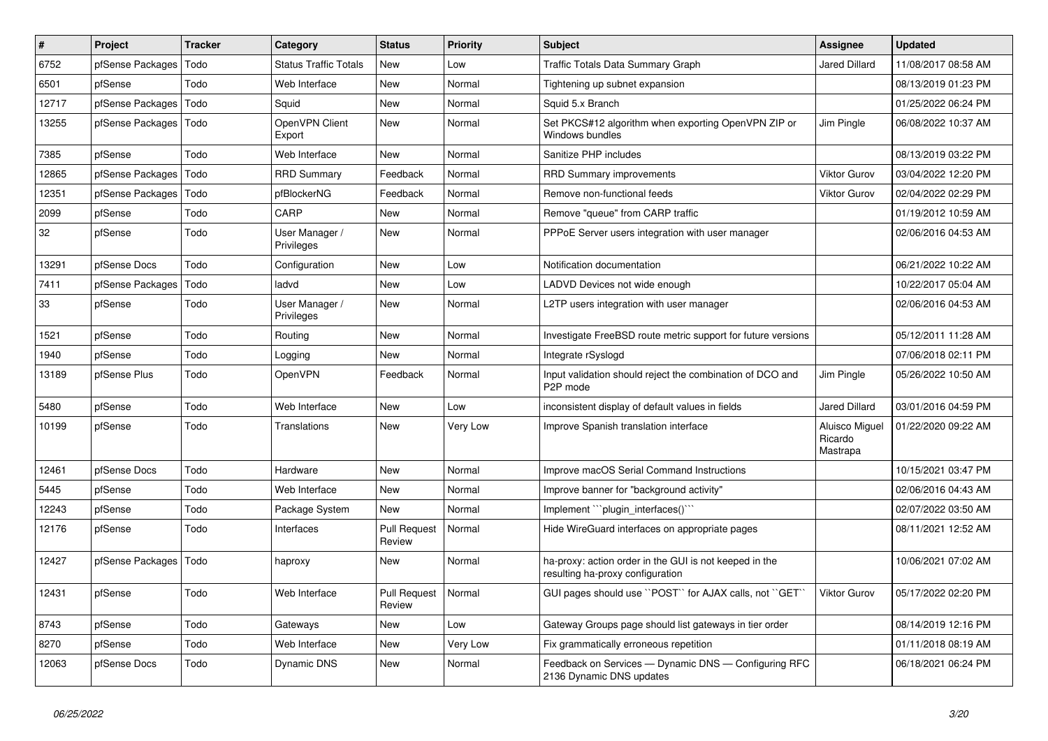| # | Project | Tracker | Category | Status | Priority | Subject | Assignee | Updated |
|---|---|---|---|---|---|---|---|---|
| 6752 | pfSense Packages | Todo | Status Traffic Totals | New | Low | Traffic Totals Data Summary Graph | Jared Dillard | 11/08/2017 08:58 AM |
| 6501 | pfSense | Todo | Web Interface | New | Normal | Tightening up subnet expansion | | 08/13/2019 01:23 PM |
| 12717 | pfSense Packages | Todo | Squid | New | Normal | Squid 5.x Branch | | 01/25/2022 06:24 PM |
| 13255 | pfSense Packages | Todo | OpenVPN Client Export | New | Normal | Set PKCS#12 algorithm when exporting OpenVPN ZIP or Windows bundles | Jim Pingle | 06/08/2022 10:37 AM |
| 7385 | pfSense | Todo | Web Interface | New | Normal | Sanitize PHP includes | | 08/13/2019 03:22 PM |
| 12865 | pfSense Packages | Todo | RRD Summary | Feedback | Normal | RRD Summary improvements | Viktor Gurov | 03/04/2022 12:20 PM |
| 12351 | pfSense Packages | Todo | pfBlockerNG | Feedback | Normal | Remove non-functional feeds | Viktor Gurov | 02/04/2022 02:29 PM |
| 2099 | pfSense | Todo | CARP | New | Normal | Remove "queue" from CARP traffic | | 01/19/2012 10:59 AM |
| 32 | pfSense | Todo | User Manager / Privileges | New | Normal | PPPoE Server users integration with user manager | | 02/06/2016 04:53 AM |
| 13291 | pfSense Docs | Todo | Configuration | New | Low | Notification documentation | | 06/21/2022 10:22 AM |
| 7411 | pfSense Packages | Todo | ladvd | New | Low | LADVD Devices not wide enough | | 10/22/2017 05:04 AM |
| 33 | pfSense | Todo | User Manager / Privileges | New | Normal | L2TP users integration with user manager | | 02/06/2016 04:53 AM |
| 1521 | pfSense | Todo | Routing | New | Normal | Investigate FreeBSD route metric support for future versions | | 05/12/2011 11:28 AM |
| 1940 | pfSense | Todo | Logging | New | Normal | Integrate rSyslogd | | 07/06/2018 02:11 PM |
| 13189 | pfSense Plus | Todo | OpenVPN | Feedback | Normal | Input validation should reject the combination of DCO and P2P mode | Jim Pingle | 05/26/2022 10:50 AM |
| 5480 | pfSense | Todo | Web Interface | New | Low | inconsistent display of default values in fields | Jared Dillard | 03/01/2016 04:59 PM |
| 10199 | pfSense | Todo | Translations | New | Very Low | Improve Spanish translation interface | Aluisco Miguel Ricardo Mastrapa | 01/22/2020 09:22 AM |
| 12461 | pfSense Docs | Todo | Hardware | New | Normal | Improve macOS Serial Command Instructions | | 10/15/2021 03:47 PM |
| 5445 | pfSense | Todo | Web Interface | New | Normal | Improve banner for "background activity" | | 02/06/2016 04:43 AM |
| 12243 | pfSense | Todo | Package System | New | Normal | Implement ```plugin_interfaces()``` | | 02/07/2022 03:50 AM |
| 12176 | pfSense | Todo | Interfaces | Pull Request Review | Normal | Hide WireGuard interfaces on appropriate pages | | 08/11/2021 12:52 AM |
| 12427 | pfSense Packages | Todo | haproxy | New | Normal | ha-proxy: action order in the GUI is not keeped in the resulting ha-proxy configuration | | 10/06/2021 07:02 AM |
| 12431 | pfSense | Todo | Web Interface | Pull Request Review | Normal | GUI pages should use ``POST`` for AJAX calls, not ``GET`` | Viktor Gurov | 05/17/2022 02:20 PM |
| 8743 | pfSense | Todo | Gateways | New | Low | Gateway Groups page should list gateways in tier order | | 08/14/2019 12:16 PM |
| 8270 | pfSense | Todo | Web Interface | New | Very Low | Fix grammatically erroneous repetition | | 01/11/2018 08:19 AM |
| 12063 | pfSense Docs | Todo | Dynamic DNS | New | Normal | Feedback on Services — Dynamic DNS — Configuring RFC 2136 Dynamic DNS updates | | 06/18/2021 06:24 PM |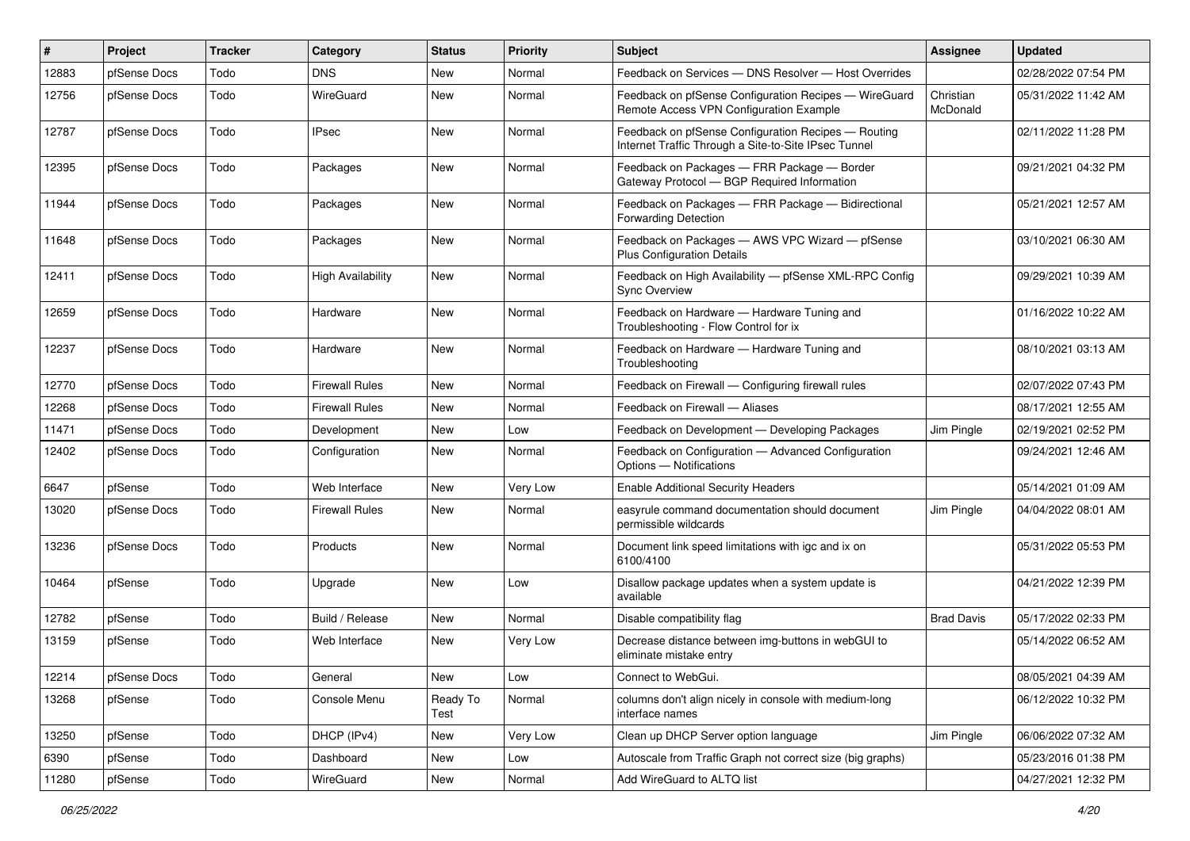| # | Project | Tracker | Category | Status | Priority | Subject | Assignee | Updated |
|---|---|---|---|---|---|---|---|---|
| 12883 | pfSense Docs | Todo | DNS | New | Normal | Feedback on Services — DNS Resolver — Host Overrides | | 02/28/2022 07:54 PM |
| 12756 | pfSense Docs | Todo | WireGuard | New | Normal | Feedback on pfSense Configuration Recipes — WireGuard Remote Access VPN Configuration Example | Christian McDonald | 05/31/2022 11:42 AM |
| 12787 | pfSense Docs | Todo | IPsec | New | Normal | Feedback on pfSense Configuration Recipes — Routing Internet Traffic Through a Site-to-Site IPsec Tunnel | | 02/11/2022 11:28 PM |
| 12395 | pfSense Docs | Todo | Packages | New | Normal | Feedback on Packages — FRR Package — Border Gateway Protocol — BGP Required Information | | 09/21/2021 04:32 PM |
| 11944 | pfSense Docs | Todo | Packages | New | Normal | Feedback on Packages — FRR Package — Bidirectional Forwarding Detection | | 05/21/2021 12:57 AM |
| 11648 | pfSense Docs | Todo | Packages | New | Normal | Feedback on Packages — AWS VPC Wizard — pfSense Plus Configuration Details | | 03/10/2021 06:30 AM |
| 12411 | pfSense Docs | Todo | High Availability | New | Normal | Feedback on High Availability — pfSense XML-RPC Config Sync Overview | | 09/29/2021 10:39 AM |
| 12659 | pfSense Docs | Todo | Hardware | New | Normal | Feedback on Hardware — Hardware Tuning and Troubleshooting - Flow Control for ix | | 01/16/2022 10:22 AM |
| 12237 | pfSense Docs | Todo | Hardware | New | Normal | Feedback on Hardware — Hardware Tuning and Troubleshooting | | 08/10/2021 03:13 AM |
| 12770 | pfSense Docs | Todo | Firewall Rules | New | Normal | Feedback on Firewall — Configuring firewall rules | | 02/07/2022 07:43 PM |
| 12268 | pfSense Docs | Todo | Firewall Rules | New | Normal | Feedback on Firewall — Aliases | | 08/17/2021 12:55 AM |
| 11471 | pfSense Docs | Todo | Development | New | Low | Feedback on Development — Developing Packages | Jim Pingle | 02/19/2021 02:52 PM |
| 12402 | pfSense Docs | Todo | Configuration | New | Normal | Feedback on Configuration — Advanced Configuration Options — Notifications | | 09/24/2021 12:46 AM |
| 6647 | pfSense | Todo | Web Interface | New | Very Low | Enable Additional Security Headers | | 05/14/2021 01:09 AM |
| 13020 | pfSense Docs | Todo | Firewall Rules | New | Normal | easyrule command documentation should document permissible wildcards | Jim Pingle | 04/04/2022 08:01 AM |
| 13236 | pfSense Docs | Todo | Products | New | Normal | Document link speed limitations with igc and ix on 6100/4100 | | 05/31/2022 05:53 PM |
| 10464 | pfSense | Todo | Upgrade | New | Low | Disallow package updates when a system update is available | | 04/21/2022 12:39 PM |
| 12782 | pfSense | Todo | Build / Release | New | Normal | Disable compatibility flag | Brad Davis | 05/17/2022 02:33 PM |
| 13159 | pfSense | Todo | Web Interface | New | Very Low | Decrease distance between img-buttons in webGUI to eliminate mistake entry | | 05/14/2022 06:52 AM |
| 12214 | pfSense Docs | Todo | General | New | Low | Connect to WebGui. | | 08/05/2021 04:39 AM |
| 13268 | pfSense | Todo | Console Menu | Ready To Test | Normal | columns don't align nicely in console with medium-long interface names | | 06/12/2022 10:32 PM |
| 13250 | pfSense | Todo | DHCP (IPv4) | New | Very Low | Clean up DHCP Server option language | Jim Pingle | 06/06/2022 07:32 AM |
| 6390 | pfSense | Todo | Dashboard | New | Low | Autoscale from Traffic Graph not correct size (big graphs) | | 05/23/2016 01:38 PM |
| 11280 | pfSense | Todo | WireGuard | New | Normal | Add WireGuard to ALTQ list | | 04/27/2021 12:32 PM |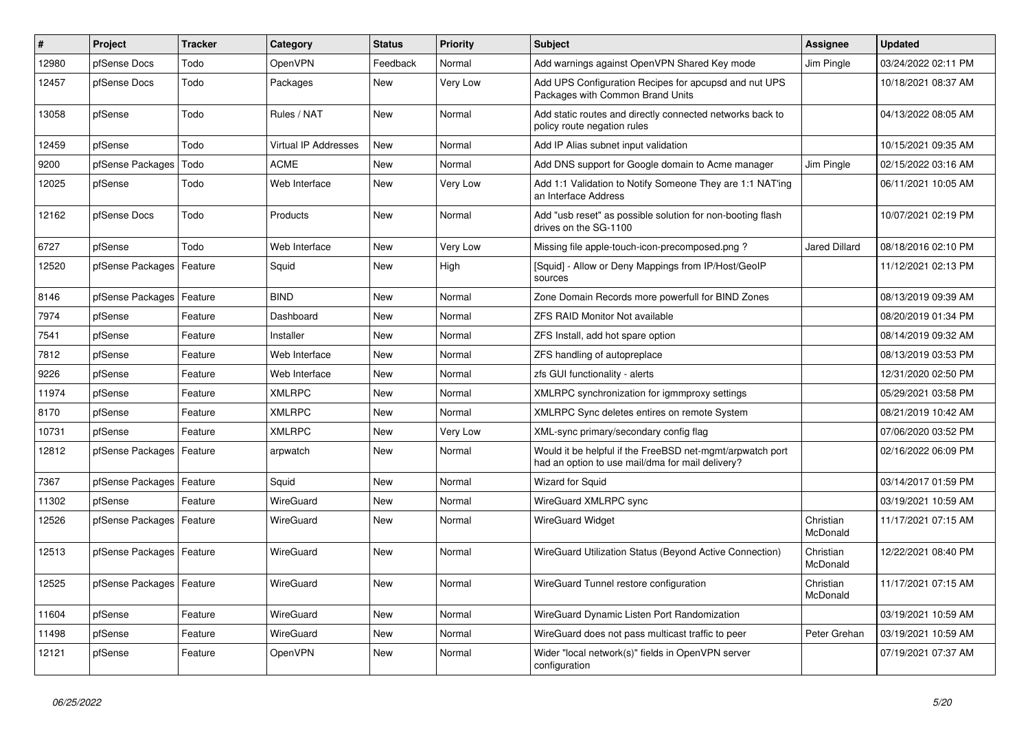| # | Project | Tracker | Category | Status | Priority | Subject | Assignee | Updated |
|---|---|---|---|---|---|---|---|---|
| 12980 | pfSense Docs | Todo | OpenVPN | Feedback | Normal | Add warnings against OpenVPN Shared Key mode | Jim Pingle | 03/24/2022 02:11 PM |
| 12457 | pfSense Docs | Todo | Packages | New | Very Low | Add UPS Configuration Recipes for apcupsd and nut UPS Packages with Common Brand Units | | 10/18/2021 08:37 AM |
| 13058 | pfSense | Todo | Rules / NAT | New | Normal | Add static routes and directly connected networks back to policy route negation rules | | 04/13/2022 08:05 AM |
| 12459 | pfSense | Todo | Virtual IP Addresses | New | Normal | Add IP Alias subnet input validation | | 10/15/2021 09:35 AM |
| 9200 | pfSense Packages | Todo | ACME | New | Normal | Add DNS support for Google domain to Acme manager | Jim Pingle | 02/15/2022 03:16 AM |
| 12025 | pfSense | Todo | Web Interface | New | Very Low | Add 1:1 Validation to Notify Someone They are 1:1 NAT'ing an Interface Address | | 06/11/2021 10:05 AM |
| 12162 | pfSense Docs | Todo | Products | New | Normal | Add "usb reset" as possible solution for non-booting flash drives on the SG-1100 | | 10/07/2021 02:19 PM |
| 6727 | pfSense | Todo | Web Interface | New | Very Low | Missing file apple-touch-icon-precomposed.png ? | Jared Dillard | 08/18/2016 02:10 PM |
| 12520 | pfSense Packages | Feature | Squid | New | High | [Squid] - Allow or Deny Mappings from IP/Host/GeoIP sources | | 11/12/2021 02:13 PM |
| 8146 | pfSense Packages | Feature | BIND | New | Normal | Zone Domain Records more powerfull for BIND Zones | | 08/13/2019 09:39 AM |
| 7974 | pfSense | Feature | Dashboard | New | Normal | ZFS RAID Monitor Not available | | 08/20/2019 01:34 PM |
| 7541 | pfSense | Feature | Installer | New | Normal | ZFS Install, add hot spare option | | 08/14/2019 09:32 AM |
| 7812 | pfSense | Feature | Web Interface | New | Normal | ZFS handling of autopreplace | | 08/13/2019 03:53 PM |
| 9226 | pfSense | Feature | Web Interface | New | Normal | zfs GUI functionality - alerts | | 12/31/2020 02:50 PM |
| 11974 | pfSense | Feature | XMLRPC | New | Normal | XMLRPC synchronization for igmmproxy settings | | 05/29/2021 03:58 PM |
| 8170 | pfSense | Feature | XMLRPC | New | Normal | XMLRPC Sync deletes entires on remote System | | 08/21/2019 10:42 AM |
| 10731 | pfSense | Feature | XMLRPC | New | Very Low | XML-sync primary/secondary config flag | | 07/06/2020 03:52 PM |
| 12812 | pfSense Packages | Feature | arpwatch | New | Normal | Would it be helpful if the FreeBSD net-mgmt/arpwatch port had an option to use mail/dma for mail delivery? | | 02/16/2022 06:09 PM |
| 7367 | pfSense Packages | Feature | Squid | New | Normal | Wizard for Squid | | 03/14/2017 01:59 PM |
| 11302 | pfSense | Feature | WireGuard | New | Normal | WireGuard XMLRPC sync | | 03/19/2021 10:59 AM |
| 12526 | pfSense Packages | Feature | WireGuard | New | Normal | WireGuard Widget | Christian McDonald | 11/17/2021 07:15 AM |
| 12513 | pfSense Packages | Feature | WireGuard | New | Normal | WireGuard Utilization Status (Beyond Active Connection) | Christian McDonald | 12/22/2021 08:40 PM |
| 12525 | pfSense Packages | Feature | WireGuard | New | Normal | WireGuard Tunnel restore configuration | Christian McDonald | 11/17/2021 07:15 AM |
| 11604 | pfSense | Feature | WireGuard | New | Normal | WireGuard Dynamic Listen Port Randomization | | 03/19/2021 10:59 AM |
| 11498 | pfSense | Feature | WireGuard | New | Normal | WireGuard does not pass multicast traffic to peer | Peter Grehan | 03/19/2021 10:59 AM |
| 12121 | pfSense | Feature | OpenVPN | New | Normal | Wider "local network(s)" fields in OpenVPN server configuration | | 07/19/2021 07:37 AM |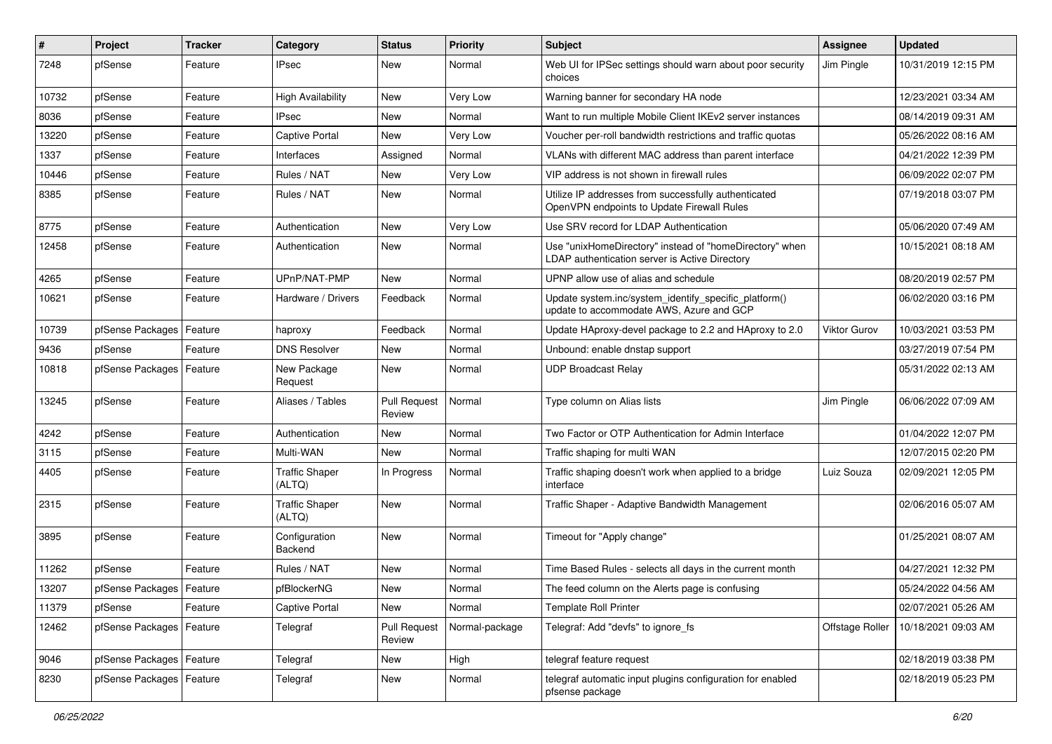| # | Project | Tracker | Category | Status | Priority | Subject | Assignee | Updated |
|---|---|---|---|---|---|---|---|---|
| 7248 | pfSense | Feature | IPsec | New | Normal | Web UI for IPSec settings should warn about poor security choices | Jim Pingle | 10/31/2019 12:15 PM |
| 10732 | pfSense | Feature | High Availability | New | Very Low | Warning banner for secondary HA node | | 12/23/2021 03:34 AM |
| 8036 | pfSense | Feature | IPsec | New | Normal | Want to run multiple Mobile Client IKEv2 server instances | | 08/14/2019 09:31 AM |
| 13220 | pfSense | Feature | Captive Portal | New | Very Low | Voucher per-roll bandwidth restrictions and traffic quotas | | 05/26/2022 08:16 AM |
| 1337 | pfSense | Feature | Interfaces | Assigned | Normal | VLANs with different MAC address than parent interface | | 04/21/2022 12:39 PM |
| 10446 | pfSense | Feature | Rules / NAT | New | Very Low | VIP address is not shown in firewall rules | | 06/09/2022 02:07 PM |
| 8385 | pfSense | Feature | Rules / NAT | New | Normal | Utilize IP addresses from successfully authenticated OpenVPN endpoints to Update Firewall Rules | | 07/19/2018 03:07 PM |
| 8775 | pfSense | Feature | Authentication | New | Very Low | Use SRV record for LDAP Authentication | | 05/06/2020 07:49 AM |
| 12458 | pfSense | Feature | Authentication | New | Normal | Use "unixHomeDirectory" instead of "homeDirectory" when LDAP authentication server is Active Directory | | 10/15/2021 08:18 AM |
| 4265 | pfSense | Feature | UPnP/NAT-PMP | New | Normal | UPNP allow use of alias and schedule | | 08/20/2019 02:57 PM |
| 10621 | pfSense | Feature | Hardware / Drivers | Feedback | Normal | Update system.inc/system_identify_specific_platform() update to accommodate AWS, Azure and GCP | | 06/02/2020 03:16 PM |
| 10739 | pfSense Packages | Feature | haproxy | Feedback | Normal | Update HAproxy-devel package to 2.2 and HAproxy to 2.0 | Viktor Gurov | 10/03/2021 03:53 PM |
| 9436 | pfSense | Feature | DNS Resolver | New | Normal | Unbound: enable dnstap support | | 03/27/2019 07:54 PM |
| 10818 | pfSense Packages | Feature | New Package Request | New | Normal | UDP Broadcast Relay | | 05/31/2022 02:13 AM |
| 13245 | pfSense | Feature | Aliases / Tables | Pull Request Review | Normal | Type column on Alias lists | Jim Pingle | 06/06/2022 07:09 AM |
| 4242 | pfSense | Feature | Authentication | New | Normal | Two Factor or OTP Authentication for Admin Interface | | 01/04/2022 12:07 PM |
| 3115 | pfSense | Feature | Multi-WAN | New | Normal | Traffic shaping for multi WAN | | 12/07/2015 02:20 PM |
| 4405 | pfSense | Feature | Traffic Shaper (ALTQ) | In Progress | Normal | Traffic shaping doesn't work when applied to a bridge interface | Luiz Souza | 02/09/2021 12:05 PM |
| 2315 | pfSense | Feature | Traffic Shaper (ALTQ) | New | Normal | Traffic Shaper - Adaptive Bandwidth Management | | 02/06/2016 05:07 AM |
| 3895 | pfSense | Feature | Configuration Backend | New | Normal | Timeout for "Apply change" | | 01/25/2021 08:07 AM |
| 11262 | pfSense | Feature | Rules / NAT | New | Normal | Time Based Rules - selects all days in the current month | | 04/27/2021 12:32 PM |
| 13207 | pfSense Packages | Feature | pfBlockerNG | New | Normal | The feed column on the Alerts page is confusing | | 05/24/2022 04:56 AM |
| 11379 | pfSense | Feature | Captive Portal | New | Normal | Template Roll Printer | | 02/07/2021 05:26 AM |
| 12462 | pfSense Packages | Feature | Telegraf | Pull Request Review | Normal-package | Telegraf: Add "devfs" to ignore_fs | Offstage Roller | 10/18/2021 09:03 AM |
| 9046 | pfSense Packages | Feature | Telegraf | New | High | telegraf feature request | | 02/18/2019 03:38 PM |
| 8230 | pfSense Packages | Feature | Telegraf | New | Normal | telegraf automatic input plugins configuration for enabled pfsense package | | 02/18/2019 05:23 PM |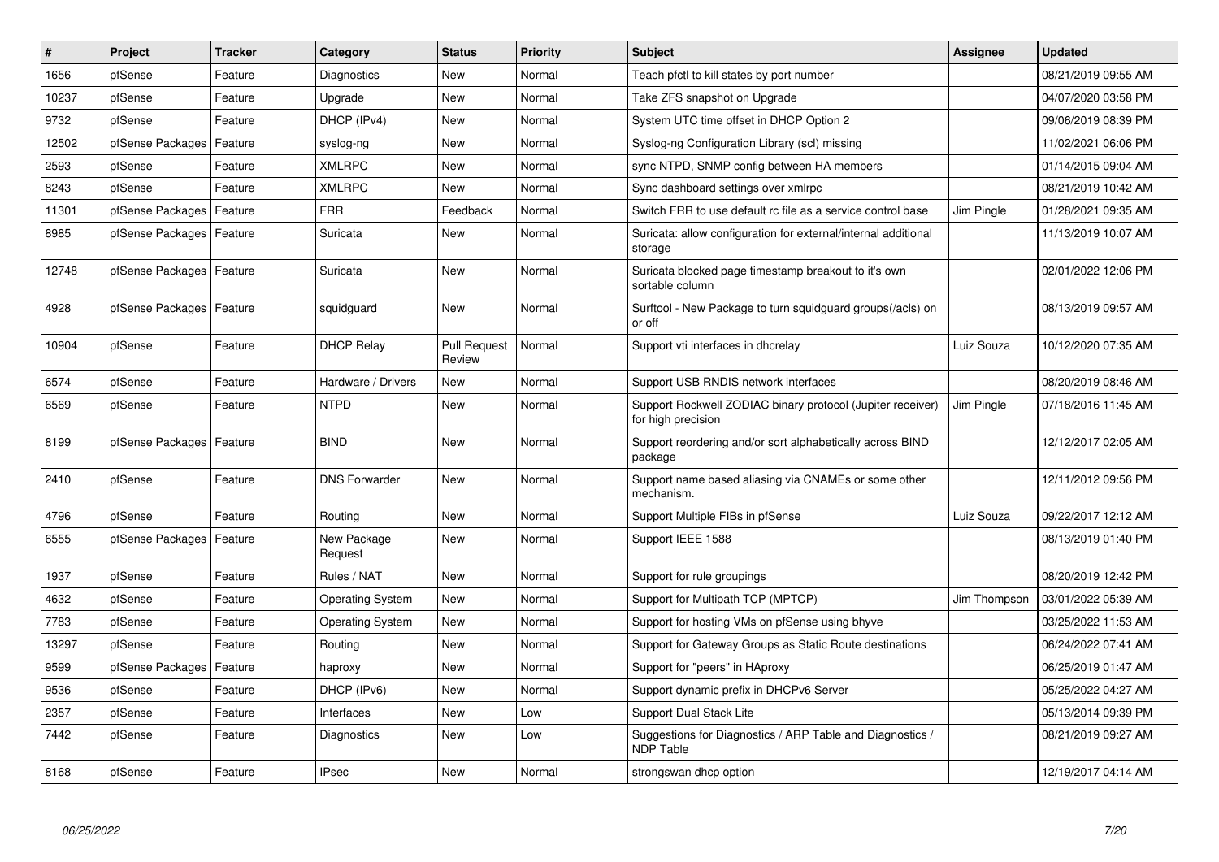| # | Project | Tracker | Category | Status | Priority | Subject | Assignee | Updated |
|---|---|---|---|---|---|---|---|---|
| 1656 | pfSense | Feature | Diagnostics | New | Normal | Teach pfctl to kill states by port number | | 08/21/2019 09:55 AM |
| 10237 | pfSense | Feature | Upgrade | New | Normal | Take ZFS snapshot on Upgrade | | 04/07/2020 03:58 PM |
| 9732 | pfSense | Feature | DHCP (IPv4) | New | Normal | System UTC time offset in DHCP Option 2 | | 09/06/2019 08:39 PM |
| 12502 | pfSense Packages | Feature | syslog-ng | New | Normal | Syslog-ng Configuration Library (scl) missing | | 11/02/2021 06:06 PM |
| 2593 | pfSense | Feature | XMLRPC | New | Normal | sync NTPD, SNMP config between HA members | | 01/14/2015 09:04 AM |
| 8243 | pfSense | Feature | XMLRPC | New | Normal | Sync dashboard settings over xmlrpc | | 08/21/2019 10:42 AM |
| 11301 | pfSense Packages | Feature | FRR | Feedback | Normal | Switch FRR to use default rc file as a service control base | Jim Pingle | 01/28/2021 09:35 AM |
| 8985 | pfSense Packages | Feature | Suricata | New | Normal | Suricata: allow configuration for external/internal additional storage | | 11/13/2019 10:07 AM |
| 12748 | pfSense Packages | Feature | Suricata | New | Normal | Suricata blocked page timestamp breakout to it's own sortable column | | 02/01/2022 12:06 PM |
| 4928 | pfSense Packages | Feature | squidguard | New | Normal | Surftool - New Package to turn squidguard groups(/acls) on or off | | 08/13/2019 09:57 AM |
| 10904 | pfSense | Feature | DHCP Relay | Pull Request Review | Normal | Support vti interfaces in dhcrelay | Luiz Souza | 10/12/2020 07:35 AM |
| 6574 | pfSense | Feature | Hardware / Drivers | New | Normal | Support USB RNDIS network interfaces | | 08/20/2019 08:46 AM |
| 6569 | pfSense | Feature | NTPD | New | Normal | Support Rockwell ZODIAC binary protocol (Jupiter receiver) for high precision | Jim Pingle | 07/18/2016 11:45 AM |
| 8199 | pfSense Packages | Feature | BIND | New | Normal | Support reordering and/or sort alphabetically across BIND package | | 12/12/2017 02:05 AM |
| 2410 | pfSense | Feature | DNS Forwarder | New | Normal | Support name based aliasing via CNAMEs or some other mechanism. | | 12/11/2012 09:56 PM |
| 4796 | pfSense | Feature | Routing | New | Normal | Support Multiple FIBs in pfSense | Luiz Souza | 09/22/2017 12:12 AM |
| 6555 | pfSense Packages | Feature | New Package Request | New | Normal | Support IEEE 1588 | | 08/13/2019 01:40 PM |
| 1937 | pfSense | Feature | Rules / NAT | New | Normal | Support for rule groupings | | 08/20/2019 12:42 PM |
| 4632 | pfSense | Feature | Operating System | New | Normal | Support for Multipath TCP (MPTCP) | Jim Thompson | 03/01/2022 05:39 AM |
| 7783 | pfSense | Feature | Operating System | New | Normal | Support for hosting VMs on pfSense using bhyve | | 03/25/2022 11:53 AM |
| 13297 | pfSense | Feature | Routing | New | Normal | Support for Gateway Groups as Static Route destinations | | 06/24/2022 07:41 AM |
| 9599 | pfSense Packages | Feature | haproxy | New | Normal | Support for "peers" in HAproxy | | 06/25/2019 01:47 AM |
| 9536 | pfSense | Feature | DHCP (IPv6) | New | Normal | Support dynamic prefix in DHCPv6 Server | | 05/25/2022 04:27 AM |
| 2357 | pfSense | Feature | Interfaces | New | Low | Support Dual Stack Lite | | 05/13/2014 09:39 PM |
| 7442 | pfSense | Feature | Diagnostics | New | Low | Suggestions for Diagnostics / ARP Table and Diagnostics / NDP Table | | 08/21/2019 09:27 AM |
| 8168 | pfSense | Feature | IPsec | New | Normal | strongswan dhcp option | | 12/19/2017 04:14 AM |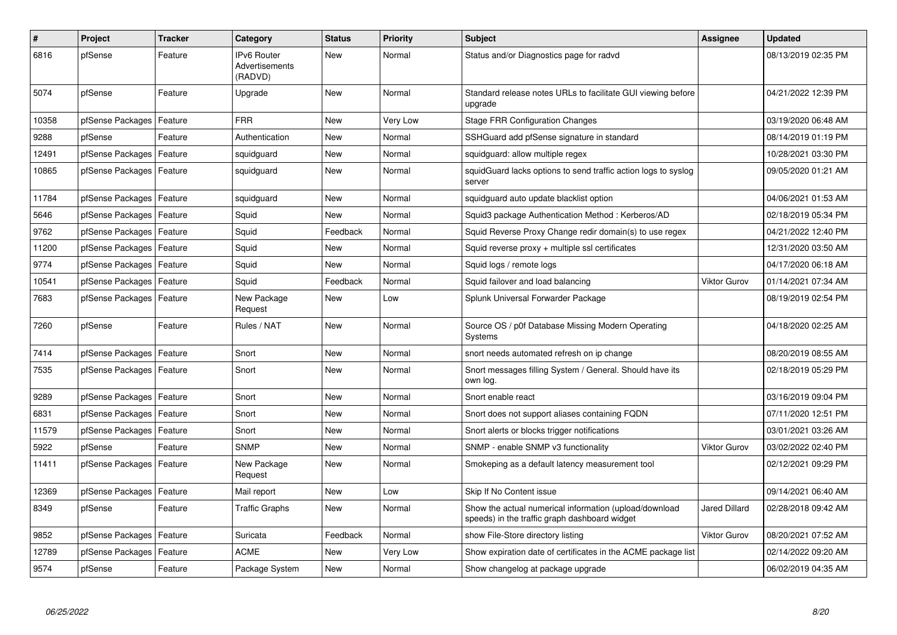| # | Project | Tracker | Category | Status | Priority | Subject | Assignee | Updated |
|---|---|---|---|---|---|---|---|---|
| 6816 | pfSense | Feature | IPv6 Router Advertisements (RADVD) | New | Normal | Status and/or Diagnostics page for radvd | | 08/13/2019 02:35 PM |
| 5074 | pfSense | Feature | Upgrade | New | Normal | Standard release notes URLs to facilitate GUI viewing before upgrade | | 04/21/2022 12:39 PM |
| 10358 | pfSense Packages | Feature | FRR | New | Very Low | Stage FRR Configuration Changes | | 03/19/2020 06:48 AM |
| 9288 | pfSense | Feature | Authentication | New | Normal | SSHGuard add pfSense signature in standard | | 08/14/2019 01:19 PM |
| 12491 | pfSense Packages | Feature | squidguard | New | Normal | squidguard: allow multiple regex | | 10/28/2021 03:30 PM |
| 10865 | pfSense Packages | Feature | squidguard | New | Normal | squidGuard lacks options to send traffic action logs to syslog server | | 09/05/2020 01:21 AM |
| 11784 | pfSense Packages | Feature | squidguard | New | Normal | squidguard auto update blacklist option | | 04/06/2021 01:53 AM |
| 5646 | pfSense Packages | Feature | Squid | New | Normal | Squid3 package Authentication Method : Kerberos/AD | | 02/18/2019 05:34 PM |
| 9762 | pfSense Packages | Feature | Squid | Feedback | Normal | Squid Reverse Proxy Change redir domain(s) to use regex | | 04/21/2022 12:40 PM |
| 11200 | pfSense Packages | Feature | Squid | New | Normal | Squid reverse proxy + multiple ssl certificates | | 12/31/2020 03:50 AM |
| 9774 | pfSense Packages | Feature | Squid | New | Normal | Squid logs / remote logs | | 04/17/2020 06:18 AM |
| 10541 | pfSense Packages | Feature | Squid | Feedback | Normal | Squid failover and load balancing | Viktor Gurov | 01/14/2021 07:34 AM |
| 7683 | pfSense Packages | Feature | New Package Request | New | Low | Splunk Universal Forwarder Package | | 08/19/2019 02:54 PM |
| 7260 | pfSense | Feature | Rules / NAT | New | Normal | Source OS / p0f Database Missing Modern Operating Systems | | 04/18/2020 02:25 AM |
| 7414 | pfSense Packages | Feature | Snort | New | Normal | snort needs automated refresh on ip change | | 08/20/2019 08:55 AM |
| 7535 | pfSense Packages | Feature | Snort | New | Normal | Snort messages filling System / General. Should have its own log. | | 02/18/2019 05:29 PM |
| 9289 | pfSense Packages | Feature | Snort | New | Normal | Snort enable react | | 03/16/2019 09:04 PM |
| 6831 | pfSense Packages | Feature | Snort | New | Normal | Snort does not support aliases containing FQDN | | 07/11/2020 12:51 PM |
| 11579 | pfSense Packages | Feature | Snort | New | Normal | Snort alerts or blocks trigger notifications | | 03/01/2021 03:26 AM |
| 5922 | pfSense | Feature | SNMP | New | Normal | SNMP - enable SNMP v3 functionality | Viktor Gurov | 03/02/2022 02:40 PM |
| 11411 | pfSense Packages | Feature | New Package Request | New | Normal | Smokeping as a default latency measurement tool | | 02/12/2021 09:29 PM |
| 12369 | pfSense Packages | Feature | Mail report | New | Low | Skip If No Content issue | | 09/14/2021 06:40 AM |
| 8349 | pfSense | Feature | Traffic Graphs | New | Normal | Show the actual numerical information (upload/download speeds) in the traffic graph dashboard widget | Jared Dillard | 02/28/2018 09:42 AM |
| 9852 | pfSense Packages | Feature | Suricata | Feedback | Normal | show File-Store directory listing | Viktor Gurov | 08/20/2021 07:52 AM |
| 12789 | pfSense Packages | Feature | ACME | New | Very Low | Show expiration date of certificates in the ACME package list | | 02/14/2022 09:20 AM |
| 9574 | pfSense | Feature | Package System | New | Normal | Show changelog at package upgrade | | 06/02/2019 04:35 AM |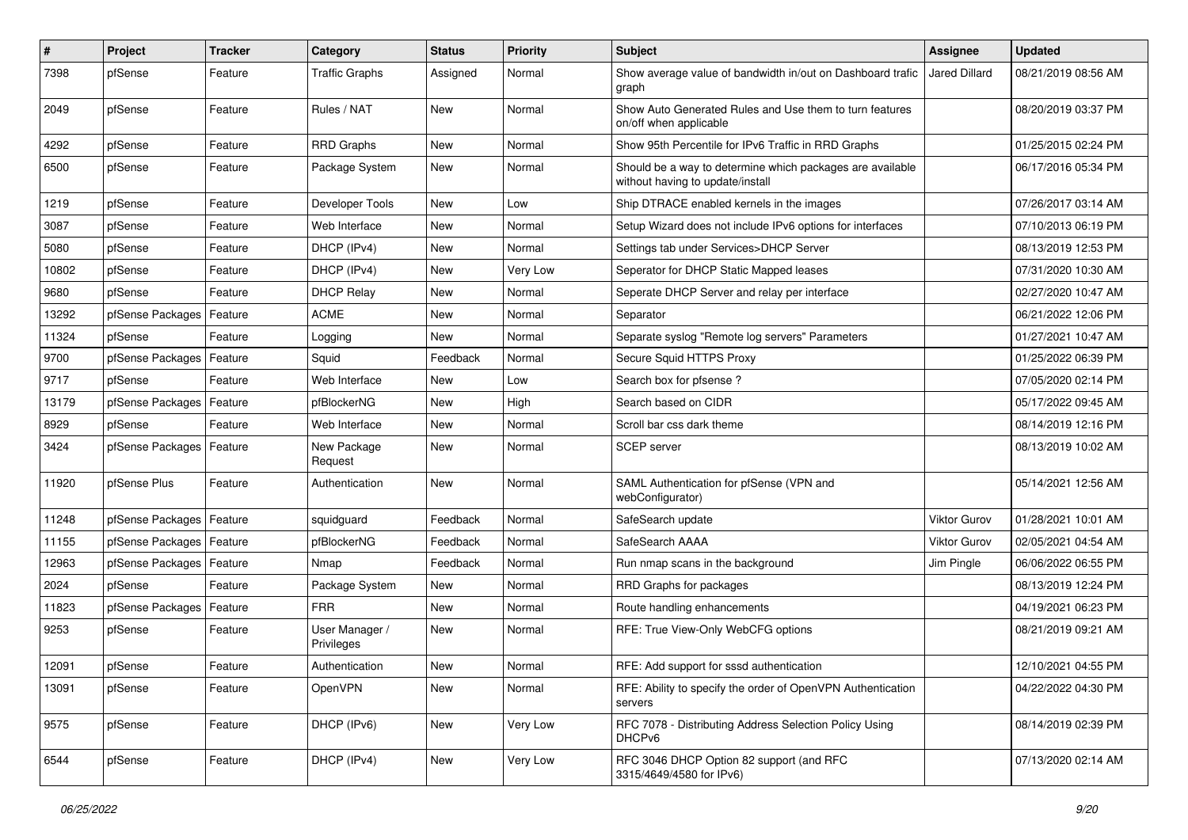| # | Project | Tracker | Category | Status | Priority | Subject | Assignee | Updated |
|---|---|---|---|---|---|---|---|---|
| 7398 | pfSense | Feature | Traffic Graphs | Assigned | Normal | Show average value of bandwidth in/out on Dashboard trafic graph | Jared Dillard | 08/21/2019 08:56 AM |
| 2049 | pfSense | Feature | Rules / NAT | New | Normal | Show Auto Generated Rules and Use them to turn features on/off when applicable | | 08/20/2019 03:37 PM |
| 4292 | pfSense | Feature | RRD Graphs | New | Normal | Show 95th Percentile for IPv6 Traffic in RRD Graphs | | 01/25/2015 02:24 PM |
| 6500 | pfSense | Feature | Package System | New | Normal | Should be a way to determine which packages are available without having to update/install | | 06/17/2016 05:34 PM |
| 1219 | pfSense | Feature | Developer Tools | New | Low | Ship DTRACE enabled kernels in the images | | 07/26/2017 03:14 AM |
| 3087 | pfSense | Feature | Web Interface | New | Normal | Setup Wizard does not include IPv6 options for interfaces | | 07/10/2013 06:19 PM |
| 5080 | pfSense | Feature | DHCP (IPv4) | New | Normal | Settings tab under Services>DHCP Server | | 08/13/2019 12:53 PM |
| 10802 | pfSense | Feature | DHCP (IPv4) | New | Very Low | Seperator for DHCP Static Mapped leases | | 07/31/2020 10:30 AM |
| 9680 | pfSense | Feature | DHCP Relay | New | Normal | Seperate DHCP Server and relay per interface | | 02/27/2020 10:47 AM |
| 13292 | pfSense Packages | Feature | ACME | New | Normal | Separator | | 06/21/2022 12:06 PM |
| 11324 | pfSense | Feature | Logging | New | Normal | Separate syslog "Remote log servers" Parameters | | 01/27/2021 10:47 AM |
| 9700 | pfSense Packages | Feature | Squid | Feedback | Normal | Secure Squid HTTPS Proxy | | 01/25/2022 06:39 PM |
| 9717 | pfSense | Feature | Web Interface | New | Low | Search box for pfsense ? | | 07/05/2020 02:14 PM |
| 13179 | pfSense Packages | Feature | pfBlockerNG | New | High | Search based on CIDR | | 05/17/2022 09:45 AM |
| 8929 | pfSense | Feature | Web Interface | New | Normal | Scroll bar css dark theme | | 08/14/2019 12:16 PM |
| 3424 | pfSense Packages | Feature | New Package Request | New | Normal | SCEP server | | 08/13/2019 10:02 AM |
| 11920 | pfSense Plus | Feature | Authentication | New | Normal | SAML Authentication for pfSense (VPN and webConfigurator) | | 05/14/2021 12:56 AM |
| 11248 | pfSense Packages | Feature | squidguard | Feedback | Normal | SafeSearch update | Viktor Gurov | 01/28/2021 10:01 AM |
| 11155 | pfSense Packages | Feature | pfBlockerNG | Feedback | Normal | SafeSearch AAAA | Viktor Gurov | 02/05/2021 04:54 AM |
| 12963 | pfSense Packages | Feature | Nmap | Feedback | Normal | Run nmap scans in the background | Jim Pingle | 06/06/2022 06:55 PM |
| 2024 | pfSense | Feature | Package System | New | Normal | RRD Graphs for packages | | 08/13/2019 12:24 PM |
| 11823 | pfSense Packages | Feature | FRR | New | Normal | Route handling enhancements | | 04/19/2021 06:23 PM |
| 9253 | pfSense | Feature | User Manager / Privileges | New | Normal | RFE: True View-Only WebCFG options | | 08/21/2019 09:21 AM |
| 12091 | pfSense | Feature | Authentication | New | Normal | RFE: Add support for sssd authentication | | 12/10/2021 04:55 PM |
| 13091 | pfSense | Feature | OpenVPN | New | Normal | RFE: Ability to specify the order of OpenVPN Authentication servers | | 04/22/2022 04:30 PM |
| 9575 | pfSense | Feature | DHCP (IPv6) | New | Very Low | RFC 7078 - Distributing Address Selection Policy Using DHCPv6 | | 08/14/2019 02:39 PM |
| 6544 | pfSense | Feature | DHCP (IPv4) | New | Very Low | RFC 3046 DHCP Option 82 support (and RFC 3315/4649/4580 for IPv6) | | 07/13/2020 02:14 AM |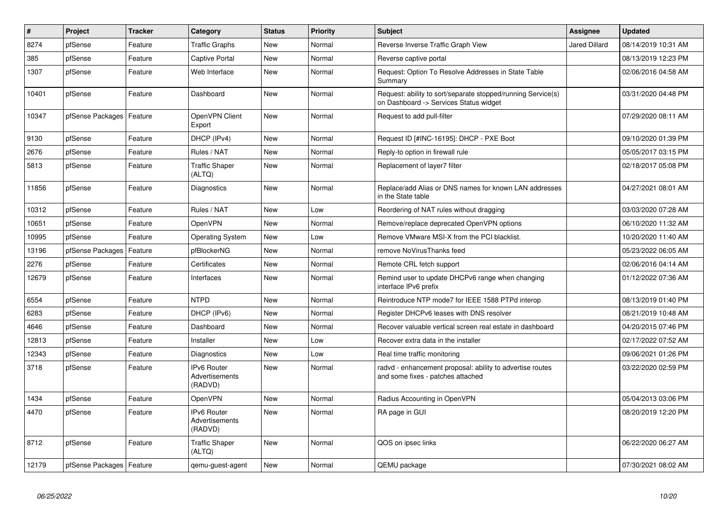| # | Project | Tracker | Category | Status | Priority | Subject | Assignee | Updated |
|---|---|---|---|---|---|---|---|---|
| 8274 | pfSense | Feature | Traffic Graphs | New | Normal | Reverse Inverse Traffic Graph View | Jared Dillard | 08/14/2019 10:31 AM |
| 385 | pfSense | Feature | Captive Portal | New | Normal | Reverse captive portal | | 08/13/2019 12:23 PM |
| 1307 | pfSense | Feature | Web Interface | New | Normal | Request: Option To Resolve Addresses in State Table Summary | | 02/06/2016 04:58 AM |
| 10401 | pfSense | Feature | Dashboard | New | Normal | Request: ability to sort/separate stopped/running Service(s) on Dashboard -> Services Status widget | | 03/31/2020 04:48 PM |
| 10347 | pfSense Packages | Feature | OpenVPN Client Export | New | Normal | Request to add pull-filter | | 07/29/2020 08:11 AM |
| 9130 | pfSense | Feature | DHCP (IPv4) | New | Normal | Request ID [#INC-16195]: DHCP - PXE Boot | | 09/10/2020 01:39 PM |
| 2676 | pfSense | Feature | Rules / NAT | New | Normal | Reply-to option in firewall rule | | 05/05/2017 03:15 PM |
| 5813 | pfSense | Feature | Traffic Shaper (ALTQ) | New | Normal | Replacement of layer7 filter | | 02/18/2017 05:08 PM |
| 11856 | pfSense | Feature | Diagnostics | New | Normal | Replace/add Alias or DNS names for known LAN addresses in the State table | | 04/27/2021 08:01 AM |
| 10312 | pfSense | Feature | Rules / NAT | New | Low | Reordering of NAT rules without dragging | | 03/03/2020 07:28 AM |
| 10651 | pfSense | Feature | OpenVPN | New | Normal | Remove/replace deprecated OpenVPN options | | 06/10/2020 11:32 AM |
| 10995 | pfSense | Feature | Operating System | New | Low | Remove VMware MSI-X from the PCI blacklist. | | 10/20/2020 11:40 AM |
| 13196 | pfSense Packages | Feature | pfBlockerNG | New | Normal | remove NoVirusThanks feed | | 05/23/2022 06:05 AM |
| 2276 | pfSense | Feature | Certificates | New | Normal | Remote CRL fetch support | | 02/06/2016 04:14 AM |
| 12679 | pfSense | Feature | Interfaces | New | Normal | Remind user to update DHCPv6 range when changing interface IPv6 prefix | | 01/12/2022 07:36 AM |
| 6554 | pfSense | Feature | NTPD | New | Normal | Reintroduce NTP mode7 for IEEE 1588 PTPd interop | | 08/13/2019 01:40 PM |
| 6283 | pfSense | Feature | DHCP (IPv6) | New | Normal | Register DHCPv6 leases with DNS resolver | | 08/21/2019 10:48 AM |
| 4646 | pfSense | Feature | Dashboard | New | Normal | Recover valuable vertical screen real estate in dashboard | | 04/20/2015 07:46 PM |
| 12813 | pfSense | Feature | Installer | New | Low | Recover extra data in the installer | | 02/17/2022 07:52 AM |
| 12343 | pfSense | Feature | Diagnostics | New | Low | Real time traffic monitoring | | 09/06/2021 01:26 PM |
| 3718 | pfSense | Feature | IPv6 Router Advertisements (RADVD) | New | Normal | radvd - enhancement proposal: ability to advertise routes and some fixes - patches attached | | 03/22/2020 02:59 PM |
| 1434 | pfSense | Feature | OpenVPN | New | Normal | Radius Accounting in OpenVPN | | 05/04/2013 03:06 PM |
| 4470 | pfSense | Feature | IPv6 Router Advertisements (RADVD) | New | Normal | RA page in GUI | | 08/20/2019 12:20 PM |
| 8712 | pfSense | Feature | Traffic Shaper (ALTQ) | New | Normal | QOS on ipsec links | | 06/22/2020 06:27 AM |
| 12179 | pfSense Packages | Feature | qemu-guest-agent | New | Normal | QEMU package | | 07/30/2021 08:02 AM |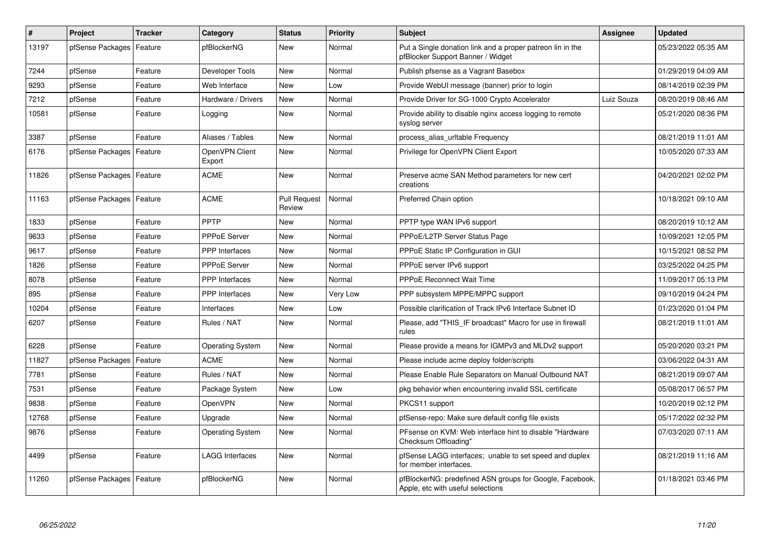| # | Project | Tracker | Category | Status | Priority | Subject | Assignee | Updated |
|---|---|---|---|---|---|---|---|---|
| 13197 | pfSense Packages | Feature | pfBlockerNG | New | Normal | Put a Single donation link and a proper patreon lin in the pfBlocker Support Banner / Widget | | 05/23/2022 05:35 AM |
| 7244 | pfSense | Feature | Developer Tools | New | Normal | Publish pfsense as a Vagrant Basebox | | 01/29/2019 04:09 AM |
| 9293 | pfSense | Feature | Web Interface | New | Low | Provide WebUI message (banner) prior to login | | 08/14/2019 02:39 PM |
| 7212 | pfSense | Feature | Hardware / Drivers | New | Normal | Provide Driver for SG-1000 Crypto Accelerator | Luiz Souza | 08/20/2019 08:46 AM |
| 10581 | pfSense | Feature | Logging | New | Normal | Provide ability to disable nginx access logging to remote syslog server | | 05/21/2020 08:36 PM |
| 3387 | pfSense | Feature | Aliases / Tables | New | Normal | process_alias_urltable Frequency | | 08/21/2019 11:01 AM |
| 6176 | pfSense Packages | Feature | OpenVPN Client Export | New | Normal | Privilege for OpenVPN Client Export | | 10/05/2020 07:33 AM |
| 11826 | pfSense Packages | Feature | ACME | New | Normal | Preserve acme SAN Method parameters for new cert creations | | 04/20/2021 02:02 PM |
| 11163 | pfSense Packages | Feature | ACME | Pull Request Review | Normal | Preferred Chain option | | 10/18/2021 09:10 AM |
| 1833 | pfSense | Feature | PPTP | New | Normal | PPTP type WAN IPv6 support | | 08/20/2019 10:12 AM |
| 9633 | pfSense | Feature | PPPoE Server | New | Normal | PPPoE/L2TP Server Status Page | | 10/09/2021 12:05 PM |
| 9617 | pfSense | Feature | PPP Interfaces | New | Normal | PPPoE Static IP Configuration in GUI | | 10/15/2021 08:52 PM |
| 1826 | pfSense | Feature | PPPoE Server | New | Normal | PPPoE server IPv6 support | | 03/25/2022 04:25 PM |
| 8078 | pfSense | Feature | PPP Interfaces | New | Normal | PPPoE Reconnect Wait Time | | 11/09/2017 05:13 PM |
| 895 | pfSense | Feature | PPP Interfaces | New | Very Low | PPP subsystem MPPE/MPPC support | | 09/10/2019 04:24 PM |
| 10204 | pfSense | Feature | Interfaces | New | Low | Possible clarification of Track IPv6 Interface Subnet ID | | 01/23/2020 01:04 PM |
| 6207 | pfSense | Feature | Rules / NAT | New | Normal | Please, add "THIS_IF broadcast" Macro for use in firewall rules | | 08/21/2019 11:01 AM |
| 6228 | pfSense | Feature | Operating System | New | Normal | Please provide a means for IGMPv3 and MLDv2 support | | 05/20/2020 03:21 PM |
| 11827 | pfSense Packages | Feature | ACME | New | Normal | Please include acme deploy folder/scripts | | 03/06/2022 04:31 AM |
| 7781 | pfSense | Feature | Rules / NAT | New | Normal | Please Enable Rule Separators on Manual Outbound NAT | | 08/21/2019 09:07 AM |
| 7531 | pfSense | Feature | Package System | New | Low | pkg behavior when encountering invalid SSL certificate | | 05/08/2017 06:57 PM |
| 9838 | pfSense | Feature | OpenVPN | New | Normal | PKCS11 support | | 10/20/2019 02:12 PM |
| 12768 | pfSense | Feature | Upgrade | New | Normal | pfSense-repo: Make sure default config file exists | | 05/17/2022 02:32 PM |
| 9876 | pfSense | Feature | Operating System | New | Normal | PFsense on KVM: Web interface hint to disable "Hardware Checksum Offloading" | | 07/03/2020 07:11 AM |
| 4499 | pfSense | Feature | LAGG Interfaces | New | Normal | pfSense LAGG interfaces; unable to set speed and duplex for member interfaces. | | 08/21/2019 11:16 AM |
| 11260 | pfSense Packages | Feature | pfBlockerNG | New | Normal | pfBlockerNG: predefined ASN groups for Google, Facebook, Apple, etc with useful selections | | 01/18/2021 03:46 PM |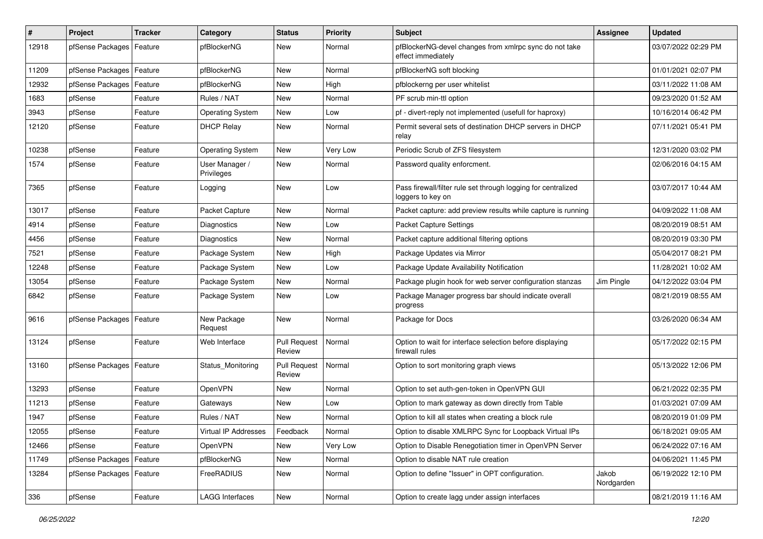| # | Project | Tracker | Category | Status | Priority | Subject | Assignee | Updated |
|---|---|---|---|---|---|---|---|---|
| 12918 | pfSense Packages | Feature | pfBlockerNG | New | Normal | pfBlockerNG-devel changes from xmlrpc sync do not take effect immediately | | 03/07/2022 02:29 PM |
| 11209 | pfSense Packages | Feature | pfBlockerNG | New | Normal | pfBlockerNG soft blocking | | 01/01/2021 02:07 PM |
| 12932 | pfSense Packages | Feature | pfBlockerNG | New | High | pfblockerng per user whitelist | | 03/11/2022 11:08 AM |
| 1683 | pfSense | Feature | Rules / NAT | New | Normal | PF scrub min-ttl option | | 09/23/2020 01:52 AM |
| 3943 | pfSense | Feature | Operating System | New | Low | pf - divert-reply not implemented (usefull for haproxy) | | 10/16/2014 06:42 PM |
| 12120 | pfSense | Feature | DHCP Relay | New | Normal | Permit several sets of destination DHCP servers in DHCP relay | | 07/11/2021 05:41 PM |
| 10238 | pfSense | Feature | Operating System | New | Very Low | Periodic Scrub of ZFS filesystem | | 12/31/2020 03:02 PM |
| 1574 | pfSense | Feature | User Manager / Privileges | New | Normal | Password quality enforcment. | | 02/06/2016 04:15 AM |
| 7365 | pfSense | Feature | Logging | New | Low | Pass firewall/filter rule set through logging for centralized loggers to key on | | 03/07/2017 10:44 AM |
| 13017 | pfSense | Feature | Packet Capture | New | Normal | Packet capture: add preview results while capture is running | | 04/09/2022 11:08 AM |
| 4914 | pfSense | Feature | Diagnostics | New | Low | Packet Capture Settings | | 08/20/2019 08:51 AM |
| 4456 | pfSense | Feature | Diagnostics | New | Normal | Packet capture additional filtering options | | 08/20/2019 03:30 PM |
| 7521 | pfSense | Feature | Package System | New | High | Package Updates via Mirror | | 05/04/2017 08:21 PM |
| 12248 | pfSense | Feature | Package System | New | Low | Package Update Availability Notification | | 11/28/2021 10:02 AM |
| 13054 | pfSense | Feature | Package System | New | Normal | Package plugin hook for web server configuration stanzas | Jim Pingle | 04/12/2022 03:04 PM |
| 6842 | pfSense | Feature | Package System | New | Low | Package Manager progress bar should indicate overall progress | | 08/21/2019 08:55 AM |
| 9616 | pfSense Packages | Feature | New Package Request | New | Normal | Package for Docs | | 03/26/2020 06:34 AM |
| 13124 | pfSense | Feature | Web Interface | Pull Request Review | Normal | Option to wait for interface selection before displaying firewall rules | | 05/17/2022 02:15 PM |
| 13160 | pfSense Packages | Feature | Status_Monitoring | Pull Request Review | Normal | Option to sort monitoring graph views | | 05/13/2022 12:06 PM |
| 13293 | pfSense | Feature | OpenVPN | New | Normal | Option to set auth-gen-token in OpenVPN GUI | | 06/21/2022 02:35 PM |
| 11213 | pfSense | Feature | Gateways | New | Low | Option to mark gateway as down directly from Table | | 01/03/2021 07:09 AM |
| 1947 | pfSense | Feature | Rules / NAT | New | Normal | Option to kill all states when creating a block rule | | 08/20/2019 01:09 PM |
| 12055 | pfSense | Feature | Virtual IP Addresses | Feedback | Normal | Option to disable XMLRPC Sync for Loopback Virtual IPs | | 06/18/2021 09:05 AM |
| 12466 | pfSense | Feature | OpenVPN | New | Very Low | Option to Disable Renegotiation timer in OpenVPN Server | | 06/24/2022 07:16 AM |
| 11749 | pfSense Packages | Feature | pfBlockerNG | New | Normal | Option to disable NAT rule creation | | 04/06/2021 11:45 PM |
| 13284 | pfSense Packages | Feature | FreeRADIUS | New | Normal | Option to define "Issuer" in OPT configuration. | Jakob Nordgarden | 06/19/2022 12:10 PM |
| 336 | pfSense | Feature | LAGG Interfaces | New | Normal | Option to create lagg under assign interfaces | | 08/21/2019 11:16 AM |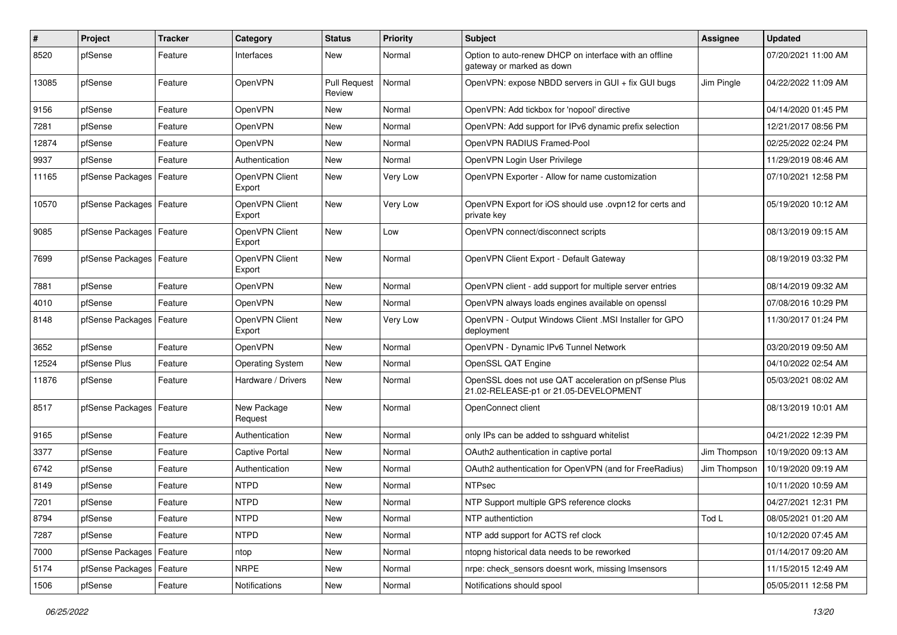| # | Project | Tracker | Category | Status | Priority | Subject | Assignee | Updated |
|---|---|---|---|---|---|---|---|---|
| 8520 | pfSense | Feature | Interfaces | New | Normal | Option to auto-renew DHCP on interface with an offline gateway or marked as down | | 07/20/2021 11:00 AM |
| 13085 | pfSense | Feature | OpenVPN | Pull Request Review | Normal | OpenVPN: expose NBDD servers in GUI + fix GUI bugs | Jim Pingle | 04/22/2022 11:09 AM |
| 9156 | pfSense | Feature | OpenVPN | New | Normal | OpenVPN: Add tickbox for 'nopool' directive | | 04/14/2020 01:45 PM |
| 7281 | pfSense | Feature | OpenVPN | New | Normal | OpenVPN: Add support for IPv6 dynamic prefix selection | | 12/21/2017 08:56 PM |
| 12874 | pfSense | Feature | OpenVPN | New | Normal | OpenVPN RADIUS Framed-Pool | | 02/25/2022 02:24 PM |
| 9937 | pfSense | Feature | Authentication | New | Normal | OpenVPN Login User Privilege | | 11/29/2019 08:46 AM |
| 11165 | pfSense Packages | Feature | OpenVPN Client Export | New | Very Low | OpenVPN Exporter - Allow for name customization | | 07/10/2021 12:58 PM |
| 10570 | pfSense Packages | Feature | OpenVPN Client Export | New | Very Low | OpenVPN Export for iOS should use .ovpn12 for certs and private key | | 05/19/2020 10:12 AM |
| 9085 | pfSense Packages | Feature | OpenVPN Client Export | New | Low | OpenVPN connect/disconnect scripts | | 08/13/2019 09:15 AM |
| 7699 | pfSense Packages | Feature | OpenVPN Client Export | New | Normal | OpenVPN Client Export - Default Gateway | | 08/19/2019 03:32 PM |
| 7881 | pfSense | Feature | OpenVPN | New | Normal | OpenVPN client - add support for multiple server entries | | 08/14/2019 09:32 AM |
| 4010 | pfSense | Feature | OpenVPN | New | Normal | OpenVPN always loads engines available on openssl | | 07/08/2016 10:29 PM |
| 8148 | pfSense Packages | Feature | OpenVPN Client Export | New | Very Low | OpenVPN - Output Windows Client .MSI Installer for GPO deployment | | 11/30/2017 01:24 PM |
| 3652 | pfSense | Feature | OpenVPN | New | Normal | OpenVPN - Dynamic IPv6 Tunnel Network | | 03/20/2019 09:50 AM |
| 12524 | pfSense Plus | Feature | Operating System | New | Normal | OpenSSL QAT Engine | | 04/10/2022 02:54 AM |
| 11876 | pfSense | Feature | Hardware / Drivers | New | Normal | OpenSSL does not use QAT acceleration on pfSense Plus 21.02-RELEASE-p1 or 21.05-DEVELOPMENT | | 05/03/2021 08:02 AM |
| 8517 | pfSense Packages | Feature | New Package Request | New | Normal | OpenConnect client | | 08/13/2019 10:01 AM |
| 9165 | pfSense | Feature | Authentication | New | Normal | only IPs can be added to sshguard whitelist | | 04/21/2022 12:39 PM |
| 3377 | pfSense | Feature | Captive Portal | New | Normal | OAuth2 authentication in captive portal | Jim Thompson | 10/19/2020 09:13 AM |
| 6742 | pfSense | Feature | Authentication | New | Normal | OAuth2 authentication for OpenVPN (and for FreeRadius) | Jim Thompson | 10/19/2020 09:19 AM |
| 8149 | pfSense | Feature | NTPD | New | Normal | NTPsec | | 10/11/2020 10:59 AM |
| 7201 | pfSense | Feature | NTPD | New | Normal | NTP Support multiple GPS reference clocks | | 04/27/2021 12:31 PM |
| 8794 | pfSense | Feature | NTPD | New | Normal | NTP authentiction | Tod L | 08/05/2021 01:20 AM |
| 7287 | pfSense | Feature | NTPD | New | Normal | NTP add support for ACTS ref clock | | 10/12/2020 07:45 AM |
| 7000 | pfSense Packages | Feature | ntop | New | Normal | ntopng historical data needs to be reworked | | 01/14/2017 09:20 AM |
| 5174 | pfSense Packages | Feature | NRPE | New | Normal | nrpe: check_sensors doesnt work, missing lmsensors | | 11/15/2015 12:49 AM |
| 1506 | pfSense | Feature | Notifications | New | Normal | Notifications should spool | | 05/05/2011 12:58 PM |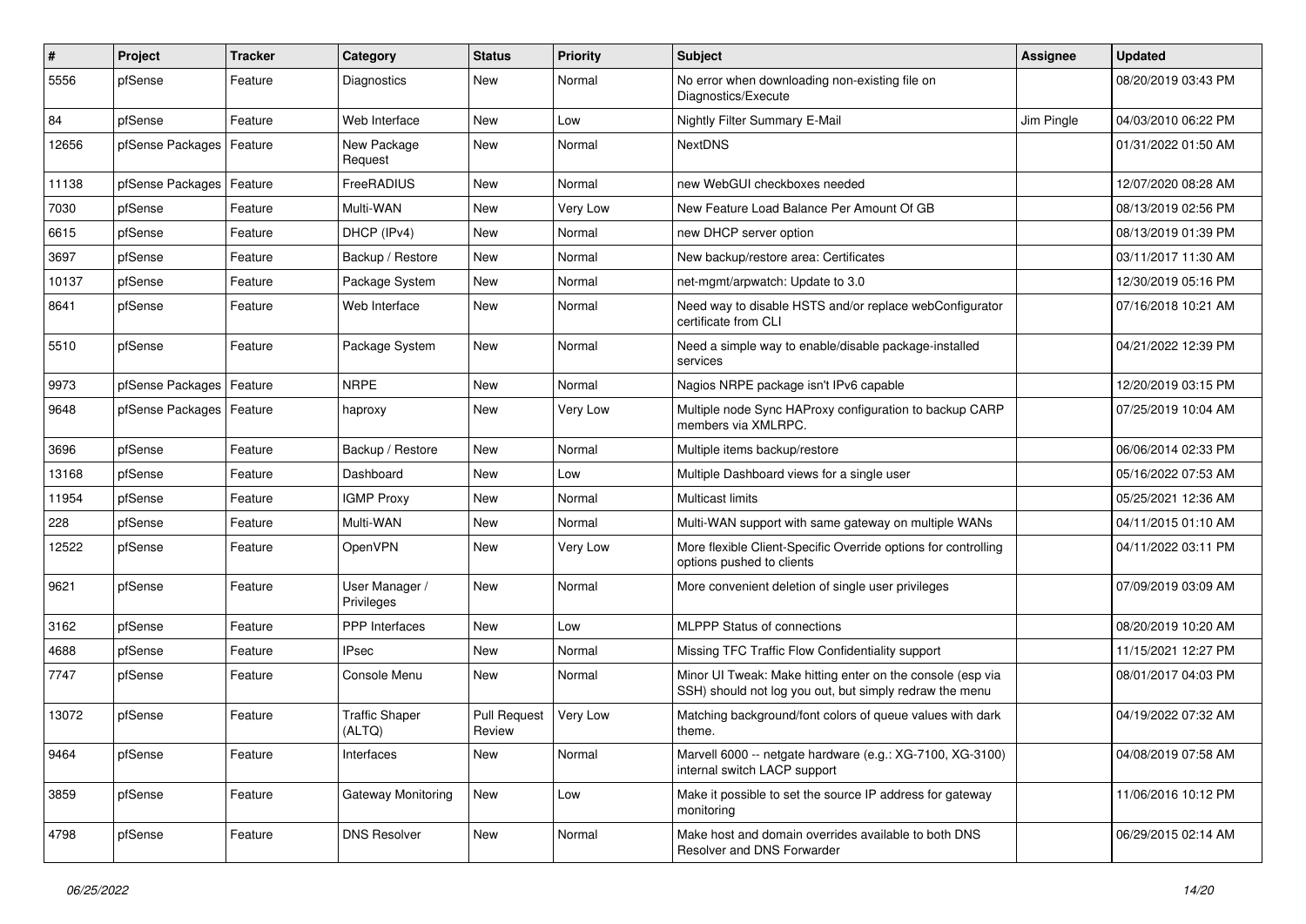| # | Project | Tracker | Category | Status | Priority | Subject | Assignee | Updated |
|---|---|---|---|---|---|---|---|---|
| 5556 | pfSense | Feature | Diagnostics | New | Normal | No error when downloading non-existing file on Diagnostics/Execute | | 08/20/2019 03:43 PM |
| 84 | pfSense | Feature | Web Interface | New | Low | Nightly Filter Summary E-Mail | Jim Pingle | 04/03/2010 06:22 PM |
| 12656 | pfSense Packages | Feature | New Package Request | New | Normal | NextDNS | | 01/31/2022 01:50 AM |
| 11138 | pfSense Packages | Feature | FreeRADIUS | New | Normal | new WebGUI checkboxes needed | | 12/07/2020 08:28 AM |
| 7030 | pfSense | Feature | Multi-WAN | New | Very Low | New Feature Load Balance Per Amount Of GB | | 08/13/2019 02:56 PM |
| 6615 | pfSense | Feature | DHCP (IPv4) | New | Normal | new DHCP server option | | 08/13/2019 01:39 PM |
| 3697 | pfSense | Feature | Backup / Restore | New | Normal | New backup/restore area: Certificates | | 03/11/2017 11:30 AM |
| 10137 | pfSense | Feature | Package System | New | Normal | net-mgmt/arpwatch: Update to 3.0 | | 12/30/2019 05:16 PM |
| 8641 | pfSense | Feature | Web Interface | New | Normal | Need way to disable HSTS and/or replace webConfigurator certificate from CLI | | 07/16/2018 10:21 AM |
| 5510 | pfSense | Feature | Package System | New | Normal | Need a simple way to enable/disable package-installed services | | 04/21/2022 12:39 PM |
| 9973 | pfSense Packages | Feature | NRPE | New | Normal | Nagios NRPE package isn't IPv6 capable | | 12/20/2019 03:15 PM |
| 9648 | pfSense Packages | Feature | haproxy | New | Very Low | Multiple node Sync HAProxy configuration to backup CARP members via XMLRPC. | | 07/25/2019 10:04 AM |
| 3696 | pfSense | Feature | Backup / Restore | New | Normal | Multiple items backup/restore | | 06/06/2014 02:33 PM |
| 13168 | pfSense | Feature | Dashboard | New | Low | Multiple Dashboard views for a single user | | 05/16/2022 07:53 AM |
| 11954 | pfSense | Feature | IGMP Proxy | New | Normal | Multicast limits | | 05/25/2021 12:36 AM |
| 228 | pfSense | Feature | Multi-WAN | New | Normal | Multi-WAN support with same gateway on multiple WANs | | 04/11/2015 01:10 AM |
| 12522 | pfSense | Feature | OpenVPN | New | Very Low | More flexible Client-Specific Override options for controlling options pushed to clients | | 04/11/2022 03:11 PM |
| 9621 | pfSense | Feature | User Manager / Privileges | New | Normal | More convenient deletion of single user privileges | | 07/09/2019 03:09 AM |
| 3162 | pfSense | Feature | PPP Interfaces | New | Low | MLPPP Status of connections | | 08/20/2019 10:20 AM |
| 4688 | pfSense | Feature | IPsec | New | Normal | Missing TFC Traffic Flow Confidentiality support | | 11/15/2021 12:27 PM |
| 7747 | pfSense | Feature | Console Menu | New | Normal | Minor UI Tweak: Make hitting enter on the console (esp via SSH) should not log you out, but simply redraw the menu | | 08/01/2017 04:03 PM |
| 13072 | pfSense | Feature | Traffic Shaper (ALTQ) | Pull Request Review | Very Low | Matching background/font colors of queue values with dark theme. | | 04/19/2022 07:32 AM |
| 9464 | pfSense | Feature | Interfaces | New | Normal | Marvell 6000 -- netgate hardware (e.g.: XG-7100, XG-3100) internal switch LACP support | | 04/08/2019 07:58 AM |
| 3859 | pfSense | Feature | Gateway Monitoring | New | Low | Make it possible to set the source IP address for gateway monitoring | | 11/06/2016 10:12 PM |
| 4798 | pfSense | Feature | DNS Resolver | New | Normal | Make host and domain overrides available to both DNS Resolver and DNS Forwarder | | 06/29/2015 02:14 AM |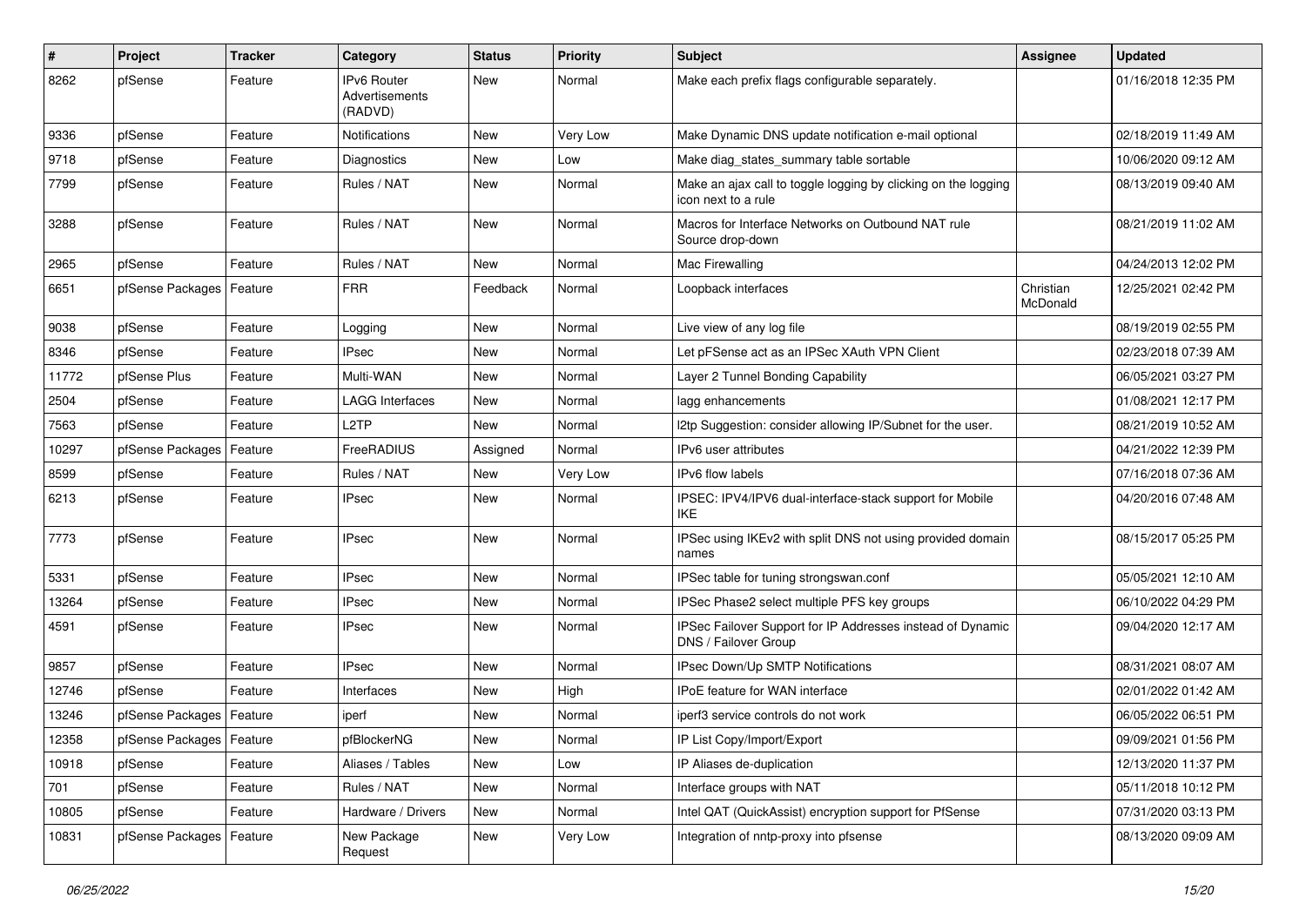| # | Project | Tracker | Category | Status | Priority | Subject | Assignee | Updated |
|---|---|---|---|---|---|---|---|---|
| 8262 | pfSense | Feature | IPv6 Router Advertisements (RADVD) | New | Normal | Make each prefix flags configurable separately. | | 01/16/2018 12:35 PM |
| 9336 | pfSense | Feature | Notifications | New | Very Low | Make Dynamic DNS update notification e-mail optional | | 02/18/2019 11:49 AM |
| 9718 | pfSense | Feature | Diagnostics | New | Low | Make diag_states_summary table sortable | | 10/06/2020 09:12 AM |
| 7799 | pfSense | Feature | Rules / NAT | New | Normal | Make an ajax call to toggle logging by clicking on the logging icon next to a rule | | 08/13/2019 09:40 AM |
| 3288 | pfSense | Feature | Rules / NAT | New | Normal | Macros for Interface Networks on Outbound NAT rule Source drop-down | | 08/21/2019 11:02 AM |
| 2965 | pfSense | Feature | Rules / NAT | New | Normal | Mac Firewalling | | 04/24/2013 12:02 PM |
| 6651 | pfSense Packages | Feature | FRR | Feedback | Normal | Loopback interfaces | Christian McDonald | 12/25/2021 02:42 PM |
| 9038 | pfSense | Feature | Logging | New | Normal | Live view of any log file | | 08/19/2019 02:55 PM |
| 8346 | pfSense | Feature | IPsec | New | Normal | Let pFSense act as an IPSec XAuth VPN Client | | 02/23/2018 07:39 AM |
| 11772 | pfSense Plus | Feature | Multi-WAN | New | Normal | Layer 2 Tunnel Bonding Capability | | 06/05/2021 03:27 PM |
| 2504 | pfSense | Feature | LAGG Interfaces | New | Normal | lagg enhancements | | 01/08/2021 12:17 PM |
| 7563 | pfSense | Feature | L2TP | New | Normal | l2tp Suggestion: consider allowing IP/Subnet for the user. | | 08/21/2019 10:52 AM |
| 10297 | pfSense Packages | Feature | FreeRADIUS | Assigned | Normal | IPv6 user attributes | | 04/21/2022 12:39 PM |
| 8599 | pfSense | Feature | Rules / NAT | New | Very Low | IPv6 flow labels | | 07/16/2018 07:36 AM |
| 6213 | pfSense | Feature | IPsec | New | Normal | IPSEC: IPV4/IPV6 dual-interface-stack support for Mobile IKE | | 04/20/2016 07:48 AM |
| 7773 | pfSense | Feature | IPsec | New | Normal | IPSec using IKEv2 with split DNS not using provided domain names | | 08/15/2017 05:25 PM |
| 5331 | pfSense | Feature | IPsec | New | Normal | IPSec table for tuning strongswan.conf | | 05/05/2021 12:10 AM |
| 13264 | pfSense | Feature | IPsec | New | Normal | IPSec Phase2 select multiple PFS key groups | | 06/10/2022 04:29 PM |
| 4591 | pfSense | Feature | IPsec | New | Normal | IPSec Failover Support for IP Addresses instead of Dynamic DNS / Failover Group | | 09/04/2020 12:17 AM |
| 9857 | pfSense | Feature | IPsec | New | Normal | IPsec Down/Up SMTP Notifications | | 08/31/2021 08:07 AM |
| 12746 | pfSense | Feature | Interfaces | New | High | IPoE feature for WAN interface | | 02/01/2022 01:42 AM |
| 13246 | pfSense Packages | Feature | iperf | New | Normal | iperf3 service controls do not work | | 06/05/2022 06:51 PM |
| 12358 | pfSense Packages | Feature | pfBlockerNG | New | Normal | IP List Copy/Import/Export | | 09/09/2021 01:56 PM |
| 10918 | pfSense | Feature | Aliases / Tables | New | Low | IP Aliases de-duplication | | 12/13/2020 11:37 PM |
| 701 | pfSense | Feature | Rules / NAT | New | Normal | Interface groups with NAT | | 05/11/2018 10:12 PM |
| 10805 | pfSense | Feature | Hardware / Drivers | New | Normal | Intel QAT (QuickAssist) encryption support for PfSense | | 07/31/2020 03:13 PM |
| 10831 | pfSense Packages | Feature | New Package Request | New | Very Low | Integration of nntp-proxy into pfsense | | 08/13/2020 09:09 AM |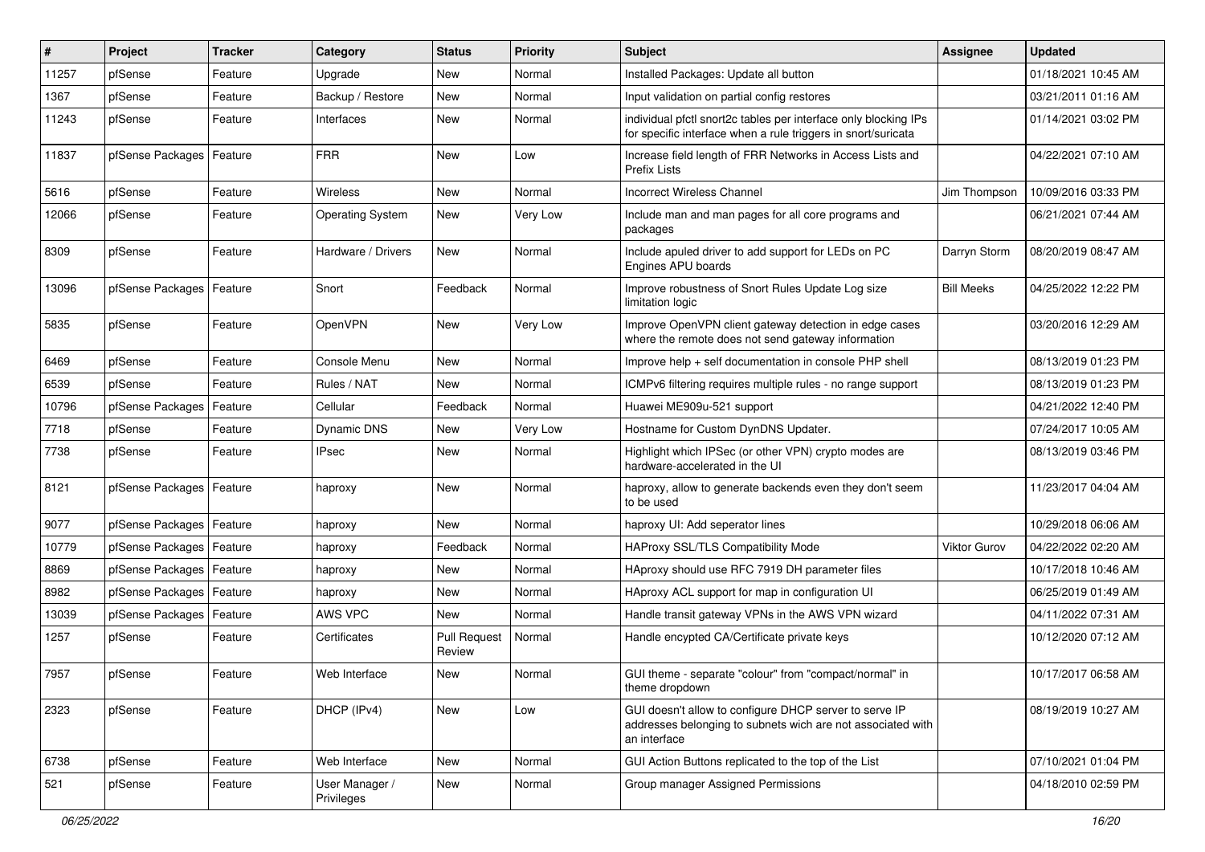| # | Project | Tracker | Category | Status | Priority | Subject | Assignee | Updated |
|---|---|---|---|---|---|---|---|---|
| 11257 | pfSense | Feature | Upgrade | New | Normal | Installed Packages: Update all button | | 01/18/2021 10:45 AM |
| 1367 | pfSense | Feature | Backup / Restore | New | Normal | Input validation on partial config restores | | 03/21/2011 01:16 AM |
| 11243 | pfSense | Feature | Interfaces | New | Normal | individual pfctl snort2c tables per interface only blocking IPs for specific interface when a rule triggers in snort/suricata | | 01/14/2021 03:02 PM |
| 11837 | pfSense Packages | Feature | FRR | New | Low | Increase field length of FRR Networks in Access Lists and Prefix Lists | | 04/22/2021 07:10 AM |
| 5616 | pfSense | Feature | Wireless | New | Normal | Incorrect Wireless Channel | Jim Thompson | 10/09/2016 03:33 PM |
| 12066 | pfSense | Feature | Operating System | New | Very Low | Include man and man pages for all core programs and packages | | 06/21/2021 07:44 AM |
| 8309 | pfSense | Feature | Hardware / Drivers | New | Normal | Include apuled driver to add support for LEDs on PC Engines APU boards | Darryn Storm | 08/20/2019 08:47 AM |
| 13096 | pfSense Packages | Feature | Snort | Feedback | Normal | Improve robustness of Snort Rules Update Log size limitation logic | Bill Meeks | 04/25/2022 12:22 PM |
| 5835 | pfSense | Feature | OpenVPN | New | Very Low | Improve OpenVPN client gateway detection in edge cases where the remote does not send gateway information | | 03/20/2016 12:29 AM |
| 6469 | pfSense | Feature | Console Menu | New | Normal | Improve help + self documentation in console PHP shell | | 08/13/2019 01:23 PM |
| 6539 | pfSense | Feature | Rules / NAT | New | Normal | ICMPv6 filtering requires multiple rules - no range support | | 08/13/2019 01:23 PM |
| 10796 | pfSense Packages | Feature | Cellular | Feedback | Normal | Huawei ME909u-521 support | | 04/21/2022 12:40 PM |
| 7718 | pfSense | Feature | Dynamic DNS | New | Very Low | Hostname for Custom DynDNS Updater. | | 07/24/2017 10:05 AM |
| 7738 | pfSense | Feature | IPsec | New | Normal | Highlight which IPSec (or other VPN) crypto modes are hardware-accelerated in the UI | | 08/13/2019 03:46 PM |
| 8121 | pfSense Packages | Feature | haproxy | New | Normal | haproxy, allow to generate backends even they don't seem to be used | | 11/23/2017 04:04 AM |
| 9077 | pfSense Packages | Feature | haproxy | New | Normal | haproxy UI: Add seperator lines | | 10/29/2018 06:06 AM |
| 10779 | pfSense Packages | Feature | haproxy | Feedback | Normal | HAProxy SSL/TLS Compatibility Mode | Viktor Gurov | 04/22/2022 02:20 AM |
| 8869 | pfSense Packages | Feature | haproxy | New | Normal | HAproxy should use RFC 7919 DH parameter files | | 10/17/2018 10:46 AM |
| 8982 | pfSense Packages | Feature | haproxy | New | Normal | HAproxy ACL support for map in configuration UI | | 06/25/2019 01:49 AM |
| 13039 | pfSense Packages | Feature | AWS VPC | New | Normal | Handle transit gateway VPNs in the AWS VPN wizard | | 04/11/2022 07:31 AM |
| 1257 | pfSense | Feature | Certificates | Pull Request Review | Normal | Handle encypted CA/Certificate private keys | | 10/12/2020 07:12 AM |
| 7957 | pfSense | Feature | Web Interface | New | Normal | GUI theme - separate "colour" from "compact/normal" in theme dropdown | | 10/17/2017 06:58 AM |
| 2323 | pfSense | Feature | DHCP (IPv4) | New | Low | GUI doesn't allow to configure DHCP server to serve IP addresses belonging to subnets wich are not associated with an interface | | 08/19/2019 10:27 AM |
| 6738 | pfSense | Feature | Web Interface | New | Normal | GUI Action Buttons replicated to the top of the List | | 07/10/2021 01:04 PM |
| 521 | pfSense | Feature | User Manager / Privileges | New | Normal | Group manager Assigned Permissions | | 04/18/2010 02:59 PM |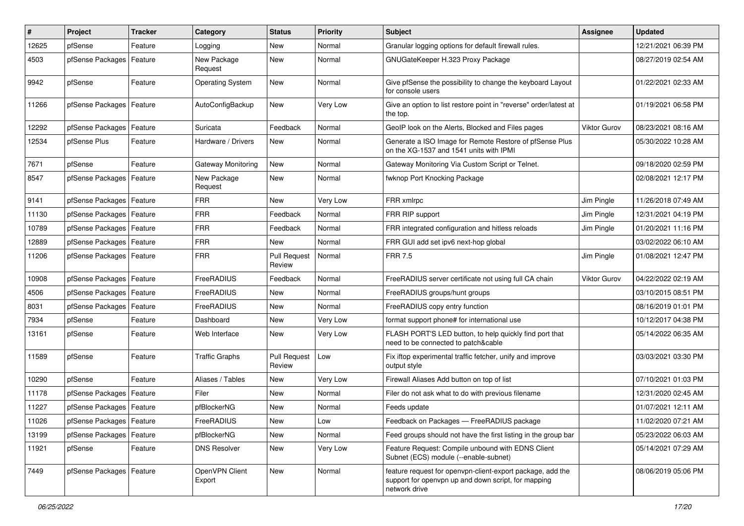| # | Project | Tracker | Category | Status | Priority | Subject | Assignee | Updated |
|---|---|---|---|---|---|---|---|---|
| 12625 | pfSense | Feature | Logging | New | Normal | Granular logging options for default firewall rules. | | 12/21/2021 06:39 PM |
| 4503 | pfSense Packages | Feature | New Package Request | New | Normal | GNUGateKeeper H.323 Proxy Package | | 08/27/2019 02:54 AM |
| 9942 | pfSense | Feature | Operating System | New | Normal | Give pfSense the possibility to change the keyboard Layout for console users | | 01/22/2021 02:33 AM |
| 11266 | pfSense Packages | Feature | AutoConfigBackup | New | Very Low | Give an option to list restore point in "reverse" order/latest at the top. | | 01/19/2021 06:58 PM |
| 12292 | pfSense Packages | Feature | Suricata | Feedback | Normal | GeoIP look on the Alerts, Blocked and Files pages | Viktor Gurov | 08/23/2021 08:16 AM |
| 12534 | pfSense Plus | Feature | Hardware / Drivers | New | Normal | Generate a ISO Image for Remote Restore of pfSense Plus on the XG-1537 and 1541 units with IPMI | | 05/30/2022 10:28 AM |
| 7671 | pfSense | Feature | Gateway Monitoring | New | Normal | Gateway Monitoring Via Custom Script or Telnet. | | 09/18/2020 02:59 PM |
| 8547 | pfSense Packages | Feature | New Package Request | New | Normal | fwknop Port Knocking Package | | 02/08/2021 12:17 PM |
| 9141 | pfSense Packages | Feature | FRR | New | Very Low | FRR xmlrpc | Jim Pingle | 11/26/2018 07:49 AM |
| 11130 | pfSense Packages | Feature | FRR | Feedback | Normal | FRR RIP support | Jim Pingle | 12/31/2021 04:19 PM |
| 10789 | pfSense Packages | Feature | FRR | Feedback | Normal | FRR integrated configuration and hitless reloads | Jim Pingle | 01/20/2021 11:16 PM |
| 12889 | pfSense Packages | Feature | FRR | New | Normal | FRR GUI add set ipv6 next-hop global | | 03/02/2022 06:10 AM |
| 11206 | pfSense Packages | Feature | FRR | Pull Request Review | Normal | FRR 7.5 | Jim Pingle | 01/08/2021 12:47 PM |
| 10908 | pfSense Packages | Feature | FreeRADIUS | Feedback | Normal | FreeRADIUS server certificate not using full CA chain | Viktor Gurov | 04/22/2022 02:19 AM |
| 4506 | pfSense Packages | Feature | FreeRADIUS | New | Normal | FreeRADIUS groups/hunt groups | | 03/10/2015 08:51 PM |
| 8031 | pfSense Packages | Feature | FreeRADIUS | New | Normal | FreeRADIUS copy entry function | | 08/16/2019 01:01 PM |
| 7934 | pfSense | Feature | Dashboard | New | Very Low | format support phone# for international use | | 10/12/2017 04:38 PM |
| 13161 | pfSense | Feature | Web Interface | New | Very Low | FLASH PORT'S LED button, to help quickly find port that need to be connected to patch&cable | | 05/14/2022 06:35 AM |
| 11589 | pfSense | Feature | Traffic Graphs | Pull Request Review | Low | Fix iftop experimental traffic fetcher, unify and improve output style | | 03/03/2021 03:30 PM |
| 10290 | pfSense | Feature | Aliases / Tables | New | Very Low | Firewall Aliases Add button on top of list | | 07/10/2021 01:03 PM |
| 11178 | pfSense Packages | Feature | Filer | New | Normal | Filer do not ask what to do with previous filename | | 12/31/2020 02:45 AM |
| 11227 | pfSense Packages | Feature | pfBlockerNG | New | Normal | Feeds update | | 01/07/2021 12:11 AM |
| 11026 | pfSense Packages | Feature | FreeRADIUS | New | Low | Feedback on Packages — FreeRADIUS package | | 11/02/2020 07:21 AM |
| 13199 | pfSense Packages | Feature | pfBlockerNG | New | Normal | Feed groups should not have the first listing in the group bar | | 05/23/2022 06:03 AM |
| 11921 | pfSense | Feature | DNS Resolver | New | Very Low | Feature Request: Compile unbound with EDNS Client Subnet (ECS) module (--enable-subnet) | | 05/14/2021 07:29 AM |
| 7449 | pfSense Packages | Feature | OpenVPN Client Export | New | Normal | feature request for openvpn-client-export package, add the support for openvpn up and down script, for mapping network drive | | 08/06/2019 05:06 PM |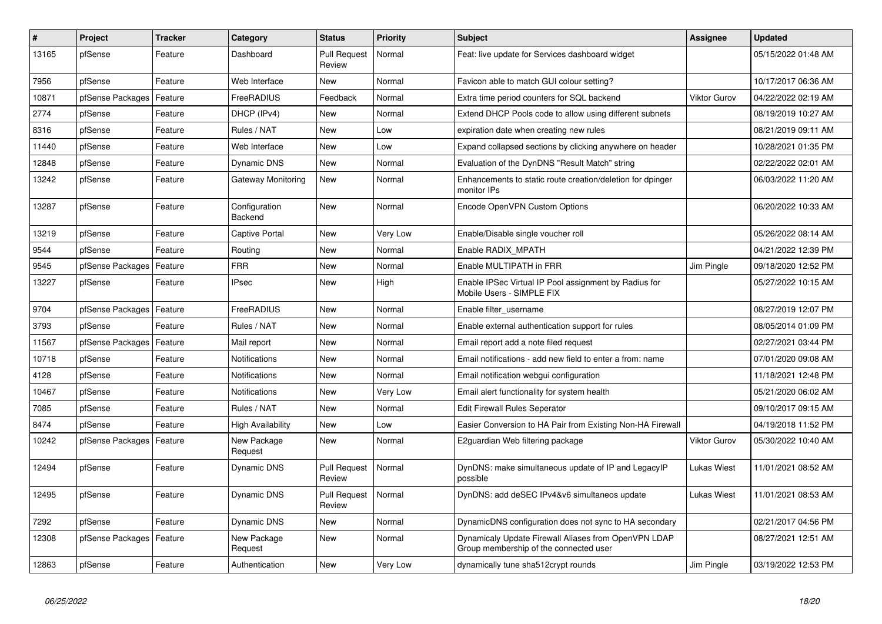| # | Project | Tracker | Category | Status | Priority | Subject | Assignee | Updated |
|---|---|---|---|---|---|---|---|---|
| 13165 | pfSense | Feature | Dashboard | Pull Request Review | Normal | Feat: live update for Services dashboard widget | | 05/15/2022 01:48 AM |
| 7956 | pfSense | Feature | Web Interface | New | Normal | Favicon able to match GUI colour setting? | | 10/17/2017 06:36 AM |
| 10871 | pfSense Packages | Feature | FreeRADIUS | Feedback | Normal | Extra time period counters for SQL backend | Viktor Gurov | 04/22/2022 02:19 AM |
| 2774 | pfSense | Feature | DHCP (IPv4) | New | Normal | Extend DHCP Pools code to allow using different subnets | | 08/19/2019 10:27 AM |
| 8316 | pfSense | Feature | Rules / NAT | New | Low | expiration date when creating new rules | | 08/21/2019 09:11 AM |
| 11440 | pfSense | Feature | Web Interface | New | Low | Expand collapsed sections by clicking anywhere on header | | 10/28/2021 01:35 PM |
| 12848 | pfSense | Feature | Dynamic DNS | New | Normal | Evaluation of the DynDNS "Result Match" string | | 02/22/2022 02:01 AM |
| 13242 | pfSense | Feature | Gateway Monitoring | New | Normal | Enhancements to static route creation/deletion for dpinger monitor IPs | | 06/03/2022 11:20 AM |
| 13287 | pfSense | Feature | Configuration Backend | New | Normal | Encode OpenVPN Custom Options | | 06/20/2022 10:33 AM |
| 13219 | pfSense | Feature | Captive Portal | New | Very Low | Enable/Disable single voucher roll | | 05/26/2022 08:14 AM |
| 9544 | pfSense | Feature | Routing | New | Normal | Enable RADIX_MPATH | | 04/21/2022 12:39 PM |
| 9545 | pfSense Packages | Feature | FRR | New | Normal | Enable MULTIPATH in FRR | Jim Pingle | 09/18/2020 12:52 PM |
| 13227 | pfSense | Feature | IPsec | New | High | Enable IPSec Virtual IP Pool assignment by Radius for Mobile Users - SIMPLE FIX | | 05/27/2022 10:15 AM |
| 9704 | pfSense Packages | Feature | FreeRADIUS | New | Normal | Enable filter_username | | 08/27/2019 12:07 PM |
| 3793 | pfSense | Feature | Rules / NAT | New | Normal | Enable external authentication support for rules | | 08/05/2014 01:09 PM |
| 11567 | pfSense Packages | Feature | Mail report | New | Normal | Email report add a note filed request | | 02/27/2021 03:44 PM |
| 10718 | pfSense | Feature | Notifications | New | Normal | Email notifications - add new field to enter a from: name | | 07/01/2020 09:08 AM |
| 4128 | pfSense | Feature | Notifications | New | Normal | Email notification webgui configuration | | 11/18/2021 12:48 PM |
| 10467 | pfSense | Feature | Notifications | New | Very Low | Email alert functionality for system health | | 05/21/2020 06:02 AM |
| 7085 | pfSense | Feature | Rules / NAT | New | Normal | Edit Firewall Rules Seperator | | 09/10/2017 09:15 AM |
| 8474 | pfSense | Feature | High Availability | New | Low | Easier Conversion to HA Pair from Existing Non-HA Firewall | | 04/19/2018 11:52 PM |
| 10242 | pfSense Packages | Feature | New Package Request | New | Normal | E2guardian Web filtering package | Viktor Gurov | 05/30/2022 10:40 AM |
| 12494 | pfSense | Feature | Dynamic DNS | Pull Request Review | Normal | DynDNS: make simultaneous update of IP and LegacyIP possible | Lukas Wiest | 11/01/2021 08:52 AM |
| 12495 | pfSense | Feature | Dynamic DNS | Pull Request Review | Normal | DynDNS: add deSEC IPv4&v6 simultaneos update | Lukas Wiest | 11/01/2021 08:53 AM |
| 7292 | pfSense | Feature | Dynamic DNS | New | Normal | DynamicDNS configuration does not sync to HA secondary | | 02/21/2017 04:56 PM |
| 12308 | pfSense Packages | Feature | New Package Request | New | Normal | Dynamicaly Update Firewall Aliases from OpenVPN LDAP Group membership of the connected user | | 08/27/2021 12:51 AM |
| 12863 | pfSense | Feature | Authentication | New | Very Low | dynamically tune sha512crypt rounds | Jim Pingle | 03/19/2022 12:53 PM |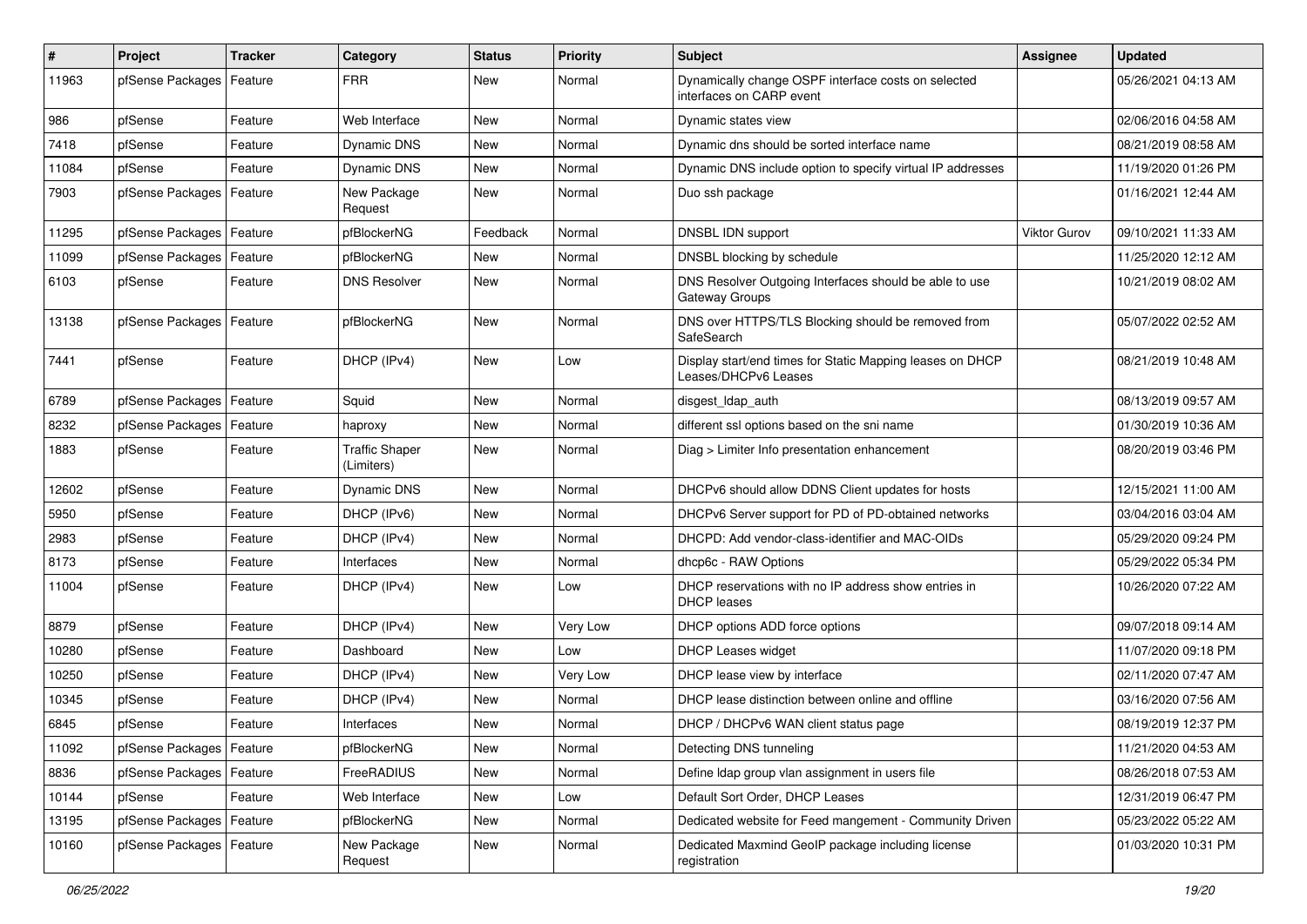| # | Project | Tracker | Category | Status | Priority | Subject | Assignee | Updated |
|---|---|---|---|---|---|---|---|---|
| 11963 | pfSense Packages | Feature | FRR | New | Normal | Dynamically change OSPF interface costs on selected interfaces on CARP event | | 05/26/2021 04:13 AM |
| 986 | pfSense | Feature | Web Interface | New | Normal | Dynamic states view | | 02/06/2016 04:58 AM |
| 7418 | pfSense | Feature | Dynamic DNS | New | Normal | Dynamic dns should be sorted interface name | | 08/21/2019 08:58 AM |
| 11084 | pfSense | Feature | Dynamic DNS | New | Normal | Dynamic DNS include option to specify virtual IP addresses | | 11/19/2020 01:26 PM |
| 7903 | pfSense Packages | Feature | New Package Request | New | Normal | Duo ssh package | | 01/16/2021 12:44 AM |
| 11295 | pfSense Packages | Feature | pfBlockerNG | Feedback | Normal | DNSBL IDN support | Viktor Gurov | 09/10/2021 11:33 AM |
| 11099 | pfSense Packages | Feature | pfBlockerNG | New | Normal | DNSBL blocking by schedule | | 11/25/2020 12:12 AM |
| 6103 | pfSense | Feature | DNS Resolver | New | Normal | DNS Resolver Outgoing Interfaces should be able to use Gateway Groups | | 10/21/2019 08:02 AM |
| 13138 | pfSense Packages | Feature | pfBlockerNG | New | Normal | DNS over HTTPS/TLS Blocking should be removed from SafeSearch | | 05/07/2022 02:52 AM |
| 7441 | pfSense | Feature | DHCP (IPv4) | New | Low | Display start/end times for Static Mapping leases on DHCP Leases/DHCPv6 Leases | | 08/21/2019 10:48 AM |
| 6789 | pfSense Packages | Feature | Squid | New | Normal | disgest_ldap_auth | | 08/13/2019 09:57 AM |
| 8232 | pfSense Packages | Feature | haproxy | New | Normal | different ssl options based on the sni name | | 01/30/2019 10:36 AM |
| 1883 | pfSense | Feature | Traffic Shaper (Limiters) | New | Normal | Diag > Limiter Info presentation enhancement | | 08/20/2019 03:46 PM |
| 12602 | pfSense | Feature | Dynamic DNS | New | Normal | DHCPv6 should allow DDNS Client updates for hosts | | 12/15/2021 11:00 AM |
| 5950 | pfSense | Feature | DHCP (IPv6) | New | Normal | DHCPv6 Server support for PD of PD-obtained networks | | 03/04/2016 03:04 AM |
| 2983 | pfSense | Feature | DHCP (IPv4) | New | Normal | DHCPD: Add vendor-class-identifier and MAC-OIDs | | 05/29/2020 09:24 PM |
| 8173 | pfSense | Feature | Interfaces | New | Normal | dhcp6c - RAW Options | | 05/29/2022 05:34 PM |
| 11004 | pfSense | Feature | DHCP (IPv4) | New | Low | DHCP reservations with no IP address show entries in DHCP leases | | 10/26/2020 07:22 AM |
| 8879 | pfSense | Feature | DHCP (IPv4) | New | Very Low | DHCP options ADD force options | | 09/07/2018 09:14 AM |
| 10280 | pfSense | Feature | Dashboard | New | Low | DHCP Leases widget | | 11/07/2020 09:18 PM |
| 10250 | pfSense | Feature | DHCP (IPv4) | New | Very Low | DHCP lease view by interface | | 02/11/2020 07:47 AM |
| 10345 | pfSense | Feature | DHCP (IPv4) | New | Normal | DHCP lease distinction between online and offline | | 03/16/2020 07:56 AM |
| 6845 | pfSense | Feature | Interfaces | New | Normal | DHCP / DHCPv6 WAN client status page | | 08/19/2019 12:37 PM |
| 11092 | pfSense Packages | Feature | pfBlockerNG | New | Normal | Detecting DNS tunneling | | 11/21/2020 04:53 AM |
| 8836 | pfSense Packages | Feature | FreeRADIUS | New | Normal | Define ldap group vlan assignment in users file | | 08/26/2018 07:53 AM |
| 10144 | pfSense | Feature | Web Interface | New | Low | Default Sort Order, DHCP Leases | | 12/31/2019 06:47 PM |
| 13195 | pfSense Packages | Feature | pfBlockerNG | New | Normal | Dedicated website for Feed mangement - Community Driven | | 05/23/2022 05:22 AM |
| 10160 | pfSense Packages | Feature | New Package Request | New | Normal | Dedicated Maxmind GeoIP package including license registration | | 01/03/2020 10:31 PM |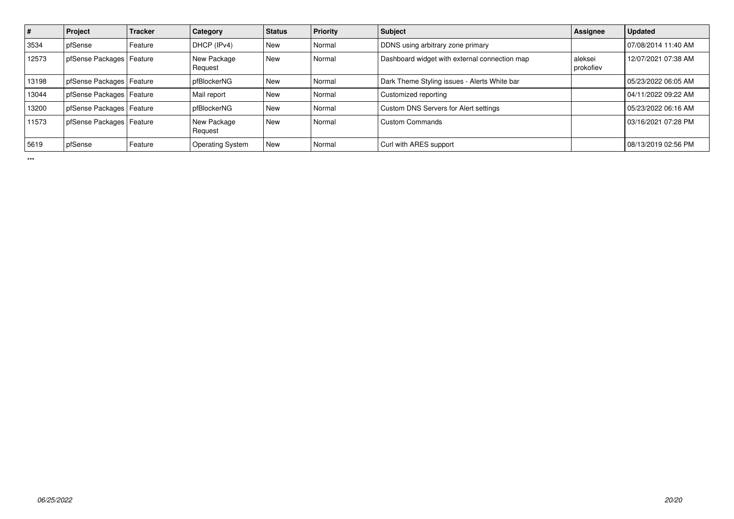| # | Project | Tracker | Category | Status | Priority | Subject | Assignee | Updated |
|---|---|---|---|---|---|---|---|---|
| 3534 | pfSense | Feature | DHCP (IPv4) | New | Normal | DDNS using arbitrary zone primary | | 07/08/2014 11:40 AM |
| 12573 | pfSense Packages | Feature | New Package Request | New | Normal | Dashboard widget with external connection map | aleksei prokofiev | 12/07/2021 07:38 AM |
| 13198 | pfSense Packages | Feature | pfBlockerNG | New | Normal | Dark Theme Styling issues - Alerts White bar | | 05/23/2022 06:05 AM |
| 13044 | pfSense Packages | Feature | Mail report | New | Normal | Customized reporting | | 04/11/2022 09:22 AM |
| 13200 | pfSense Packages | Feature | pfBlockerNG | New | Normal | Custom DNS Servers for Alert settings | | 05/23/2022 06:16 AM |
| 11573 | pfSense Packages | Feature | New Package Request | New | Normal | Custom Commands | | 03/16/2021 07:28 PM |
| 5619 | pfSense | Feature | Operating System | New | Normal | Curl with ARES support | | 08/13/2019 02:56 PM |

...